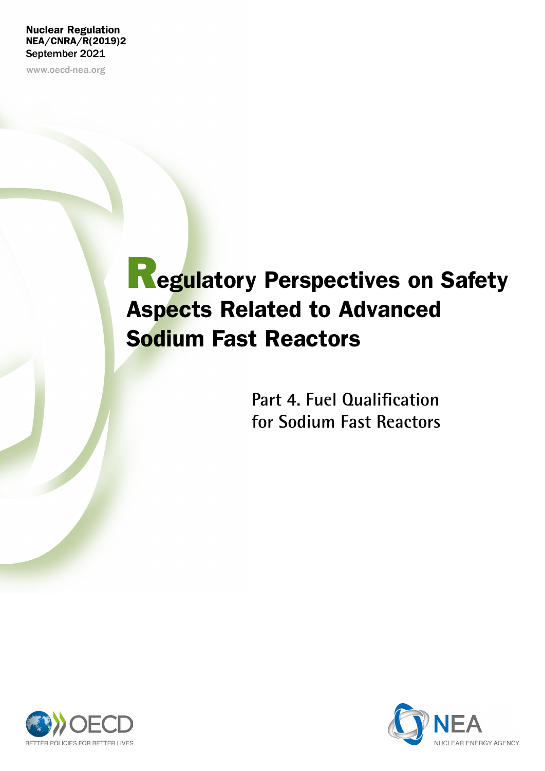Nuclear Regulation
NEA/CNRA/R(2019)2
September 2021

www.oecd-nea.org

# Regulatory Perspectives on Safety Aspects Related to Advanced Sodium Fast Reactors

## Part 4. Fuel Qualification for Sodium Fast Reactors

OECD
BETTER POLICIES FOR BETTER LIVES

NEA
NUCLEAR ENERGY AGENCY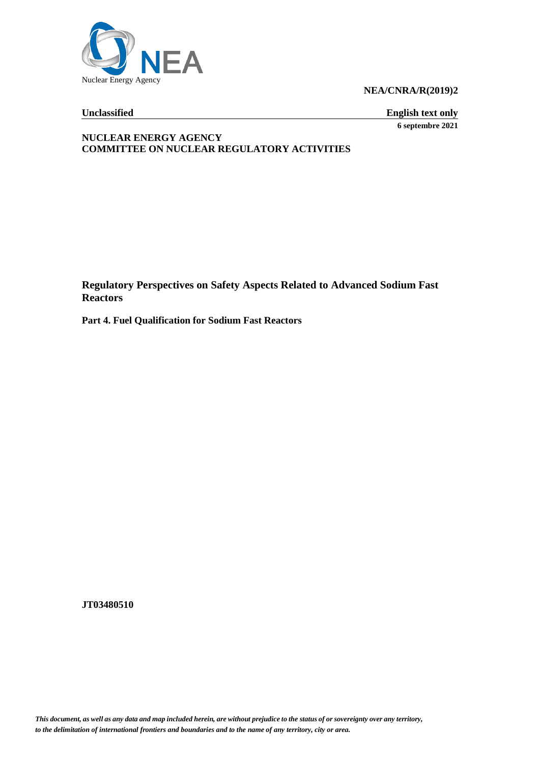**NEA/CNRA/R(2019)2**

**Unclassified** **English text only**

**6 septembre 2021**

**NUCLEAR ENERGY AGENCY**
**COMMITTEE ON NUCLEAR REGULATORY ACTIVITIES**

# Regulatory Perspectives on Safety Aspects Related to Advanced Sodium Fast Reactors

## Part 4. Fuel Qualification for Sodium Fast Reactors

**JT03480510**

*This document, as well as any data and map included herein, are without prejudice to the status of or sovereignty over any territory, to the delimitation of international frontiers and boundaries and to the name of any territory, city or area.*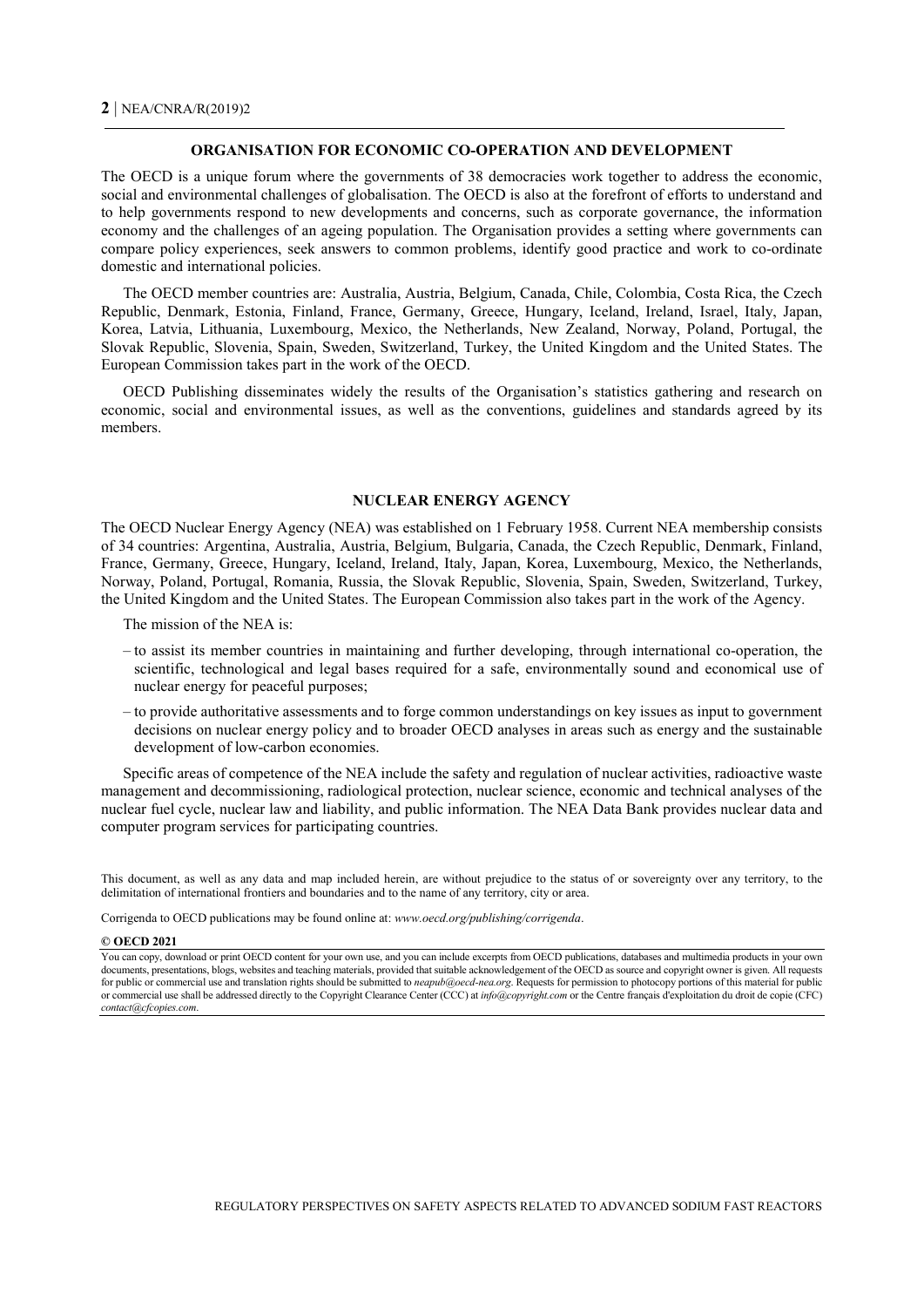## ORGANISATION FOR ECONOMIC CO-OPERATION AND DEVELOPMENT

The OECD is a unique forum where the governments of 38 democracies work together to address the economic, social and environmental challenges of globalisation. The OECD is also at the forefront of efforts to understand and to help governments respond to new developments and concerns, such as corporate governance, the information economy and the challenges of an ageing population. The Organisation provides a setting where governments can compare policy experiences, seek answers to common problems, identify good practice and work to co-ordinate domestic and international policies.

The OECD member countries are: Australia, Austria, Belgium, Canada, Chile, Colombia, Costa Rica, the Czech Republic, Denmark, Estonia, Finland, France, Germany, Greece, Hungary, Iceland, Ireland, Israel, Italy, Japan, Korea, Latvia, Lithuania, Luxembourg, Mexico, the Netherlands, New Zealand, Norway, Poland, Portugal, the Slovak Republic, Slovenia, Spain, Sweden, Switzerland, Turkey, the United Kingdom and the United States. The European Commission takes part in the work of the OECD.

OECD Publishing disseminates widely the results of the Organisation's statistics gathering and research on economic, social and environmental issues, as well as the conventions, guidelines and standards agreed by its members.

## NUCLEAR ENERGY AGENCY

The OECD Nuclear Energy Agency (NEA) was established on 1 February 1958. Current NEA membership consists of 34 countries: Argentina, Australia, Austria, Belgium, Bulgaria, Canada, the Czech Republic, Denmark, Finland, France, Germany, Greece, Hungary, Iceland, Ireland, Italy, Japan, Korea, Luxembourg, Mexico, the Netherlands, Norway, Poland, Portugal, Romania, Russia, the Slovak Republic, Slovenia, Spain, Sweden, Switzerland, Turkey, the United Kingdom and the United States. The European Commission also takes part in the work of the Agency.

The mission of the NEA is:

- to assist its member countries in maintaining and further developing, through international co-operation, the scientific, technological and legal bases required for a safe, environmentally sound and economical use of nuclear energy for peaceful purposes;
- to provide authoritative assessments and to forge common understandings on key issues as input to government decisions on nuclear energy policy and to broader OECD analyses in areas such as energy and the sustainable development of low-carbon economies.

Specific areas of competence of the NEA include the safety and regulation of nuclear activities, radioactive waste management and decommissioning, radiological protection, nuclear science, economic and technical analyses of the nuclear fuel cycle, nuclear law and liability, and public information. The NEA Data Bank provides nuclear data and computer program services for participating countries.

This document, as well as any data and map included herein, are without prejudice to the status of or sovereignty over any territory, to the delimitation of international frontiers and boundaries and to the name of any territory, city or area.

Corrigenda to OECD publications may be found online at: *www.oecd.org/publishing/corrigenda*.

**© OECD 2021**

You can copy, download or print OECD content for your own use, and you can include excerpts from OECD publications, databases and multimedia products in your own documents, presentations, blogs, websites and teaching materials, provided that suitable acknowledgement of the OECD as source and copyright owner is given. All requests for public or commercial use and translation rights should be submitted to *neapub@oecd-nea.org*. Requests for permission to photocopy portions of this material for public or commercial use shall be addressed directly to the Copyright Clearance Center (CCC) at *info@copyright.com* or the Centre français d'exploitation du droit de copie (CFC) *contact@cfcopies.com*.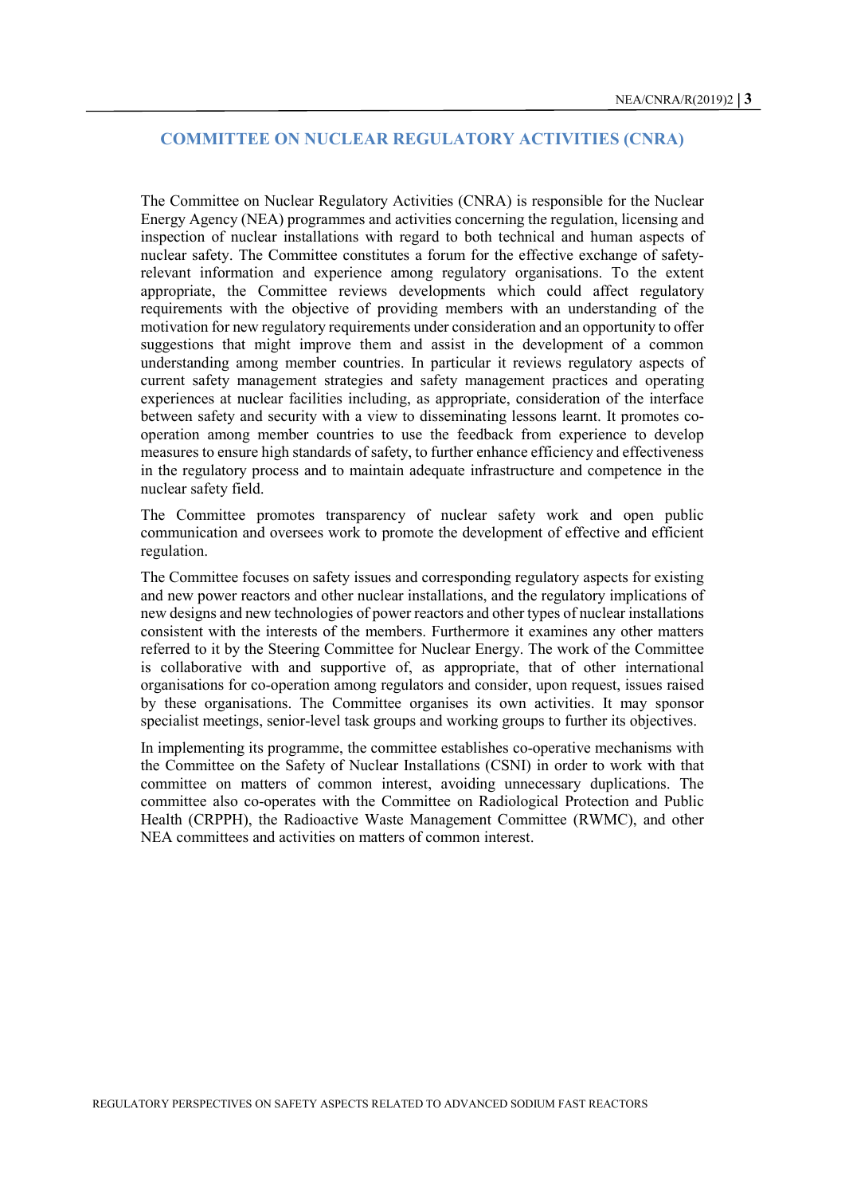## COMMITTEE ON NUCLEAR REGULATORY ACTIVITIES (CNRA)

The Committee on Nuclear Regulatory Activities (CNRA) is responsible for the Nuclear Energy Agency (NEA) programmes and activities concerning the regulation, licensing and inspection of nuclear installations with regard to both technical and human aspects of nuclear safety. The Committee constitutes a forum for the effective exchange of safety-relevant information and experience among regulatory organisations. To the extent appropriate, the Committee reviews developments which could affect regulatory requirements with the objective of providing members with an understanding of the motivation for new regulatory requirements under consideration and an opportunity to offer suggestions that might improve them and assist in the development of a common understanding among member countries. In particular it reviews regulatory aspects of current safety management strategies and safety management practices and operating experiences at nuclear facilities including, as appropriate, consideration of the interface between safety and security with a view to disseminating lessons learnt. It promotes co-operation among member countries to use the feedback from experience to develop measures to ensure high standards of safety, to further enhance efficiency and effectiveness in the regulatory process and to maintain adequate infrastructure and competence in the nuclear safety field.

The Committee promotes transparency of nuclear safety work and open public communication and oversees work to promote the development of effective and efficient regulation.

The Committee focuses on safety issues and corresponding regulatory aspects for existing and new power reactors and other nuclear installations, and the regulatory implications of new designs and new technologies of power reactors and other types of nuclear installations consistent with the interests of the members. Furthermore it examines any other matters referred to it by the Steering Committee for Nuclear Energy. The work of the Committee is collaborative with and supportive of, as appropriate, that of other international organisations for co-operation among regulators and consider, upon request, issues raised by these organisations. The Committee organises its own activities. It may sponsor specialist meetings, senior-level task groups and working groups to further its objectives.

In implementing its programme, the committee establishes co-operative mechanisms with the Committee on the Safety of Nuclear Installations (CSNI) in order to work with that committee on matters of common interest, avoiding unnecessary duplications. The committee also co-operates with the Committee on Radiological Protection and Public Health (CRPPH), the Radioactive Waste Management Committee (RWMC), and other NEA committees and activities on matters of common interest.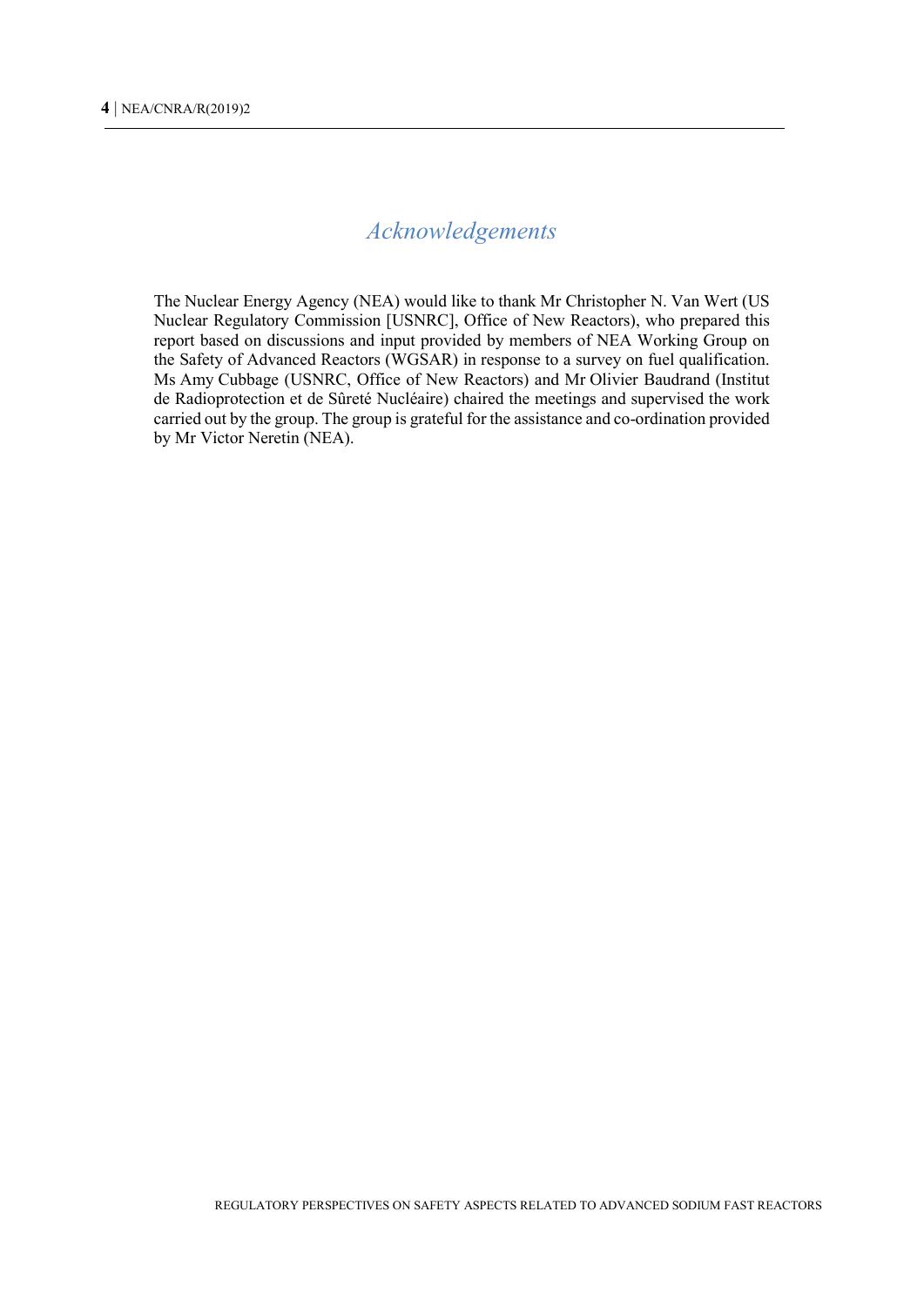## *Acknowledgements*

The Nuclear Energy Agency (NEA) would like to thank Mr Christopher N. Van Wert (US Nuclear Regulatory Commission [USNRC], Office of New Reactors), who prepared this report based on discussions and input provided by members of NEA Working Group on the Safety of Advanced Reactors (WGSAR) in response to a survey on fuel qualification. Ms Amy Cubbage (USNRC, Office of New Reactors) and Mr Olivier Baudrand (Institut de Radioprotection et de Sûreté Nucléaire) chaired the meetings and supervised the work carried out by the group. The group is grateful for the assistance and co-ordination provided by Mr Victor Neretin (NEA).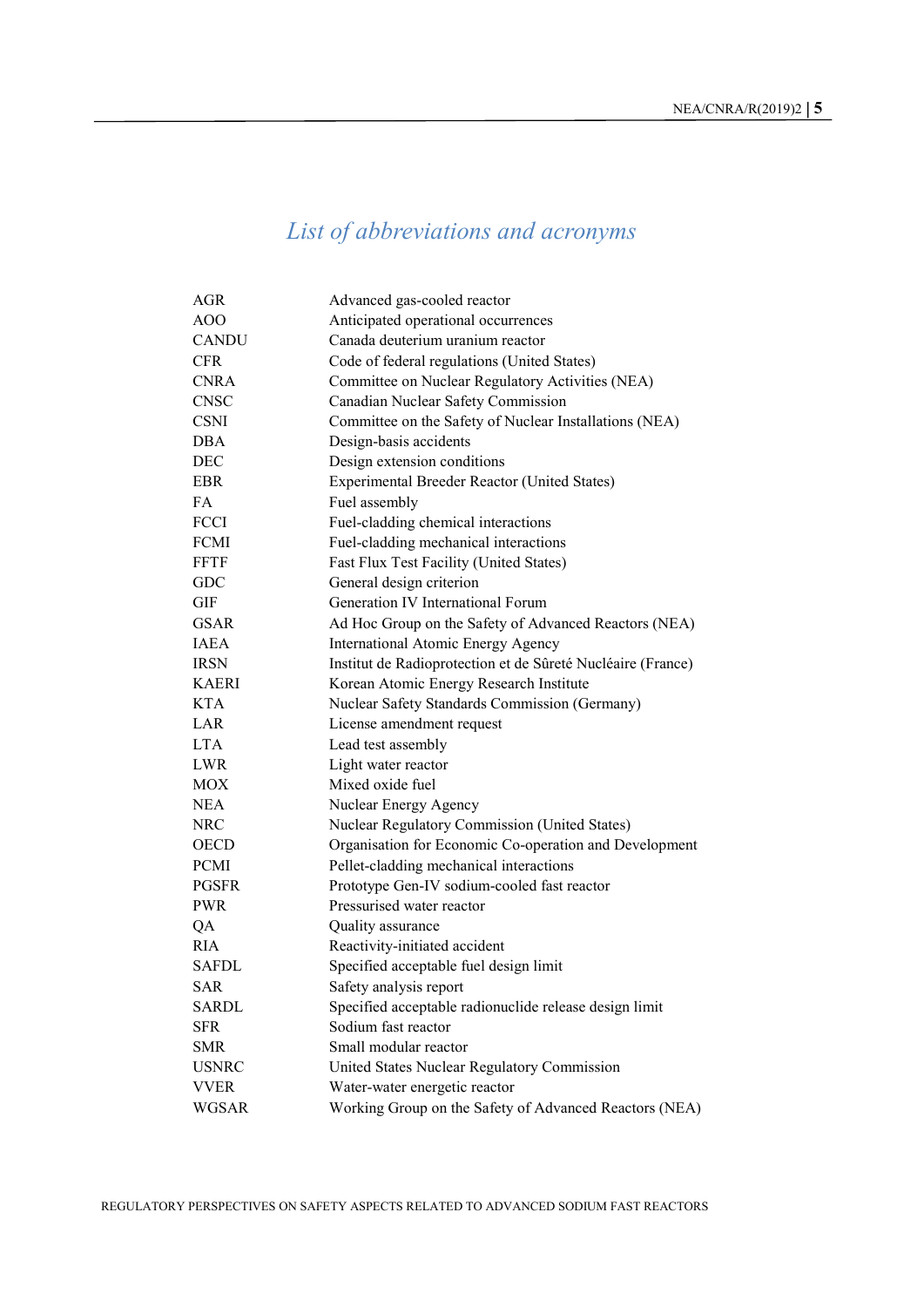# List of abbreviations and acronyms

| | |
|---|---|
| AGR | Advanced gas-cooled reactor |
| AOO | Anticipated operational occurrences |
| CANDU | Canada deuterium uranium reactor |
| CFR | Code of federal regulations (United States) |
| CNRA | Committee on Nuclear Regulatory Activities (NEA) |
| CNSC | Canadian Nuclear Safety Commission |
| CSNI | Committee on the Safety of Nuclear Installations (NEA) |
| DBA | Design-basis accidents |
| DEC | Design extension conditions |
| EBR | Experimental Breeder Reactor (United States) |
| FA | Fuel assembly |
| FCCI | Fuel-cladding chemical interactions |
| FCMI | Fuel-cladding mechanical interactions |
| FFTF | Fast Flux Test Facility (United States) |
| GDC | General design criterion |
| GIF | Generation IV International Forum |
| GSAR | Ad Hoc Group on the Safety of Advanced Reactors (NEA) |
| IAEA | International Atomic Energy Agency |
| IRSN | Institut de Radioprotection et de Sûreté Nucléaire (France) |
| KAERI | Korean Atomic Energy Research Institute |
| KTA | Nuclear Safety Standards Commission (Germany) |
| LAR | License amendment request |
| LTA | Lead test assembly |
| LWR | Light water reactor |
| MOX | Mixed oxide fuel |
| NEA | Nuclear Energy Agency |
| NRC | Nuclear Regulatory Commission (United States) |
| OECD | Organisation for Economic Co-operation and Development |
| PCMI | Pellet-cladding mechanical interactions |
| PGSFR | Prototype Gen-IV sodium-cooled fast reactor |
| PWR | Pressurised water reactor |
| QA | Quality assurance |
| RIA | Reactivity-initiated accident |
| SAFDL | Specified acceptable fuel design limit |
| SAR | Safety analysis report |
| SARDL | Specified acceptable radionuclide release design limit |
| SFR | Sodium fast reactor |
| SMR | Small modular reactor |
| USNRC | United States Nuclear Regulatory Commission |
| VVER | Water-water energetic reactor |
| WGSAR | Working Group on the Safety of Advanced Reactors (NEA) |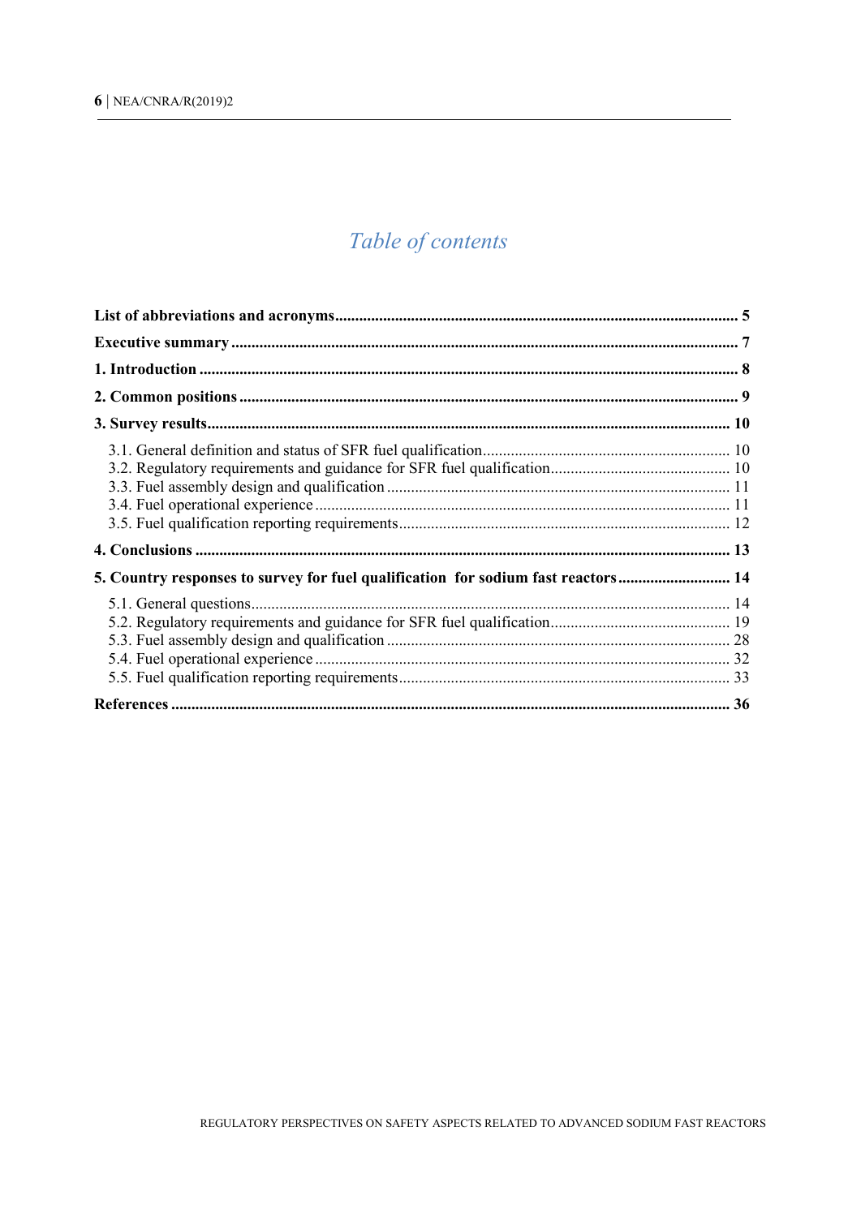# Table of contents

**List of abbreviations and acronyms** .......... **5**

**Executive summary** .......... **7**

**1. Introduction** .......... **8**

**2. Common positions** .......... **9**

**3. Survey results** .......... **10**

3.1. General definition and status of SFR fuel qualification .......... 10
3.2. Regulatory requirements and guidance for SFR fuel qualification .......... 10
3.3. Fuel assembly design and qualification .......... 11
3.4. Fuel operational experience .......... 11
3.5. Fuel qualification reporting requirements .......... 12

**4. Conclusions** .......... **13**

**5. Country responses to survey for fuel qualification for sodium fast reactors** .......... **14**

5.1. General questions .......... 14
5.2. Regulatory requirements and guidance for SFR fuel qualification .......... 19
5.3. Fuel assembly design and qualification .......... 28
5.4. Fuel operational experience .......... 32
5.5. Fuel qualification reporting requirements .......... 33

**References** .......... **36**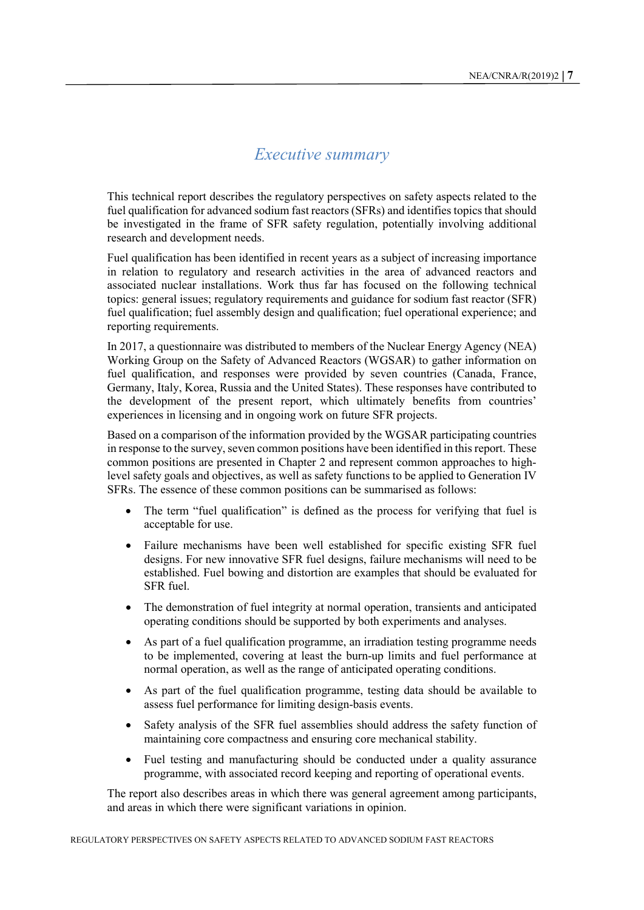# *Executive summary*

This technical report describes the regulatory perspectives on safety aspects related to the fuel qualification for advanced sodium fast reactors (SFRs) and identifies topics that should be investigated in the frame of SFR safety regulation, potentially involving additional research and development needs.

Fuel qualification has been identified in recent years as a subject of increasing importance in relation to regulatory and research activities in the area of advanced reactors and associated nuclear installations. Work thus far has focused on the following technical topics: general issues; regulatory requirements and guidance for sodium fast reactor (SFR) fuel qualification; fuel assembly design and qualification; fuel operational experience; and reporting requirements.

In 2017, a questionnaire was distributed to members of the Nuclear Energy Agency (NEA) Working Group on the Safety of Advanced Reactors (WGSAR) to gather information on fuel qualification, and responses were provided by seven countries (Canada, France, Germany, Italy, Korea, Russia and the United States). These responses have contributed to the development of the present report, which ultimately benefits from countries' experiences in licensing and in ongoing work on future SFR projects.

Based on a comparison of the information provided by the WGSAR participating countries in response to the survey, seven common positions have been identified in this report. These common positions are presented in Chapter 2 and represent common approaches to high-level safety goals and objectives, as well as safety functions to be applied to Generation IV SFRs. The essence of these common positions can be summarised as follows:

- The term "fuel qualification" is defined as the process for verifying that fuel is acceptable for use.
- Failure mechanisms have been well established for specific existing SFR fuel designs. For new innovative SFR fuel designs, failure mechanisms will need to be established. Fuel bowing and distortion are examples that should be evaluated for SFR fuel.
- The demonstration of fuel integrity at normal operation, transients and anticipated operating conditions should be supported by both experiments and analyses.
- As part of a fuel qualification programme, an irradiation testing programme needs to be implemented, covering at least the burn-up limits and fuel performance at normal operation, as well as the range of anticipated operating conditions.
- As part of the fuel qualification programme, testing data should be available to assess fuel performance for limiting design-basis events.
- Safety analysis of the SFR fuel assemblies should address the safety function of maintaining core compactness and ensuring core mechanical stability.
- Fuel testing and manufacturing should be conducted under a quality assurance programme, with associated record keeping and reporting of operational events.

The report also describes areas in which there was general agreement among participants, and areas in which there were significant variations in opinion.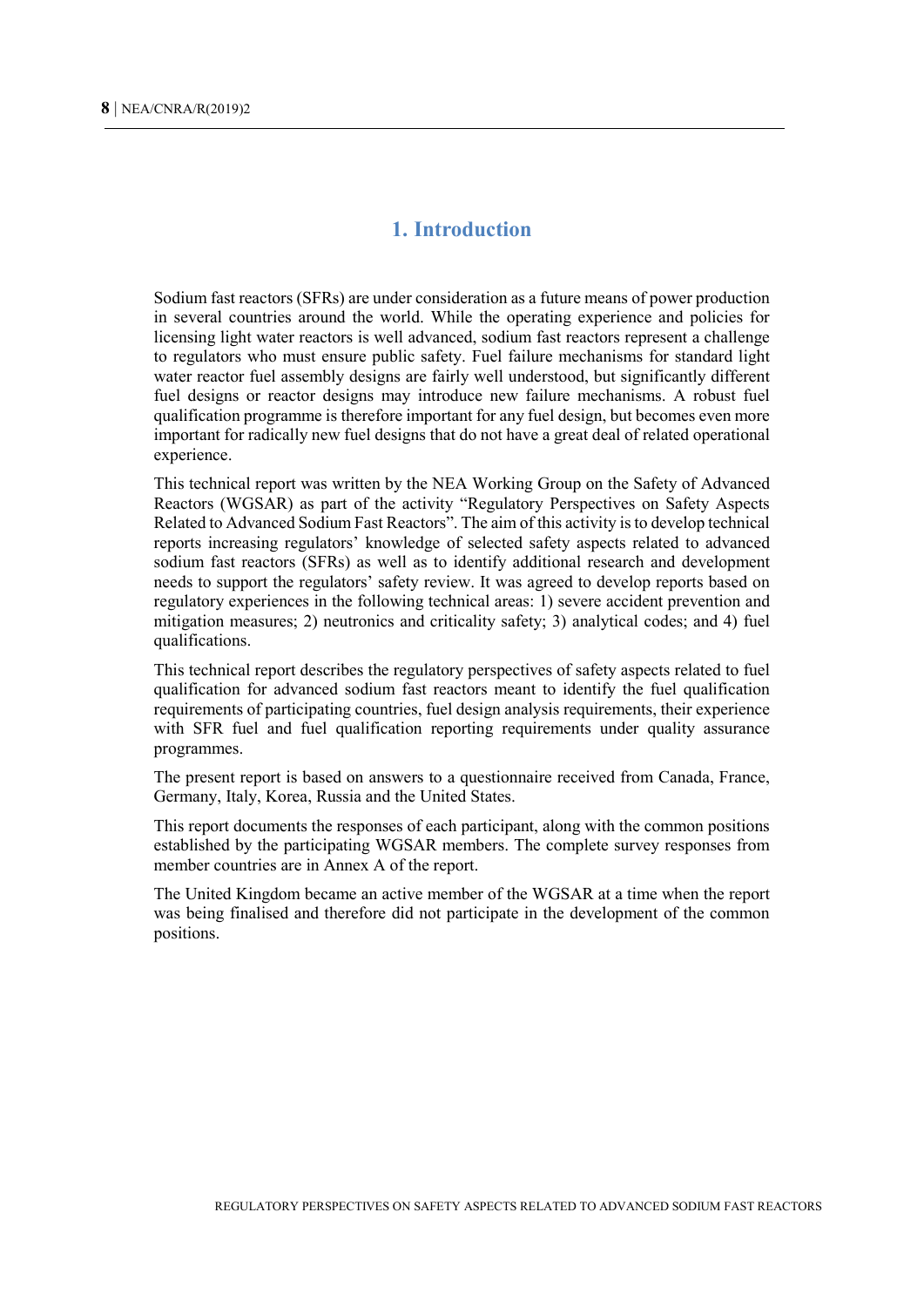# 1. Introduction

Sodium fast reactors (SFRs) are under consideration as a future means of power production in several countries around the world. While the operating experience and policies for licensing light water reactors is well advanced, sodium fast reactors represent a challenge to regulators who must ensure public safety. Fuel failure mechanisms for standard light water reactor fuel assembly designs are fairly well understood, but significantly different fuel designs or reactor designs may introduce new failure mechanisms. A robust fuel qualification programme is therefore important for any fuel design, but becomes even more important for radically new fuel designs that do not have a great deal of related operational experience.

This technical report was written by the NEA Working Group on the Safety of Advanced Reactors (WGSAR) as part of the activity "Regulatory Perspectives on Safety Aspects Related to Advanced Sodium Fast Reactors". The aim of this activity is to develop technical reports increasing regulators' knowledge of selected safety aspects related to advanced sodium fast reactors (SFRs) as well as to identify additional research and development needs to support the regulators' safety review. It was agreed to develop reports based on regulatory experiences in the following technical areas: 1) severe accident prevention and mitigation measures; 2) neutronics and criticality safety; 3) analytical codes; and 4) fuel qualifications.

This technical report describes the regulatory perspectives of safety aspects related to fuel qualification for advanced sodium fast reactors meant to identify the fuel qualification requirements of participating countries, fuel design analysis requirements, their experience with SFR fuel and fuel qualification reporting requirements under quality assurance programmes.

The present report is based on answers to a questionnaire received from Canada, France, Germany, Italy, Korea, Russia and the United States.

This report documents the responses of each participant, along with the common positions established by the participating WGSAR members. The complete survey responses from member countries are in Annex A of the report.

The United Kingdom became an active member of the WGSAR at a time when the report was being finalised and therefore did not participate in the development of the common positions.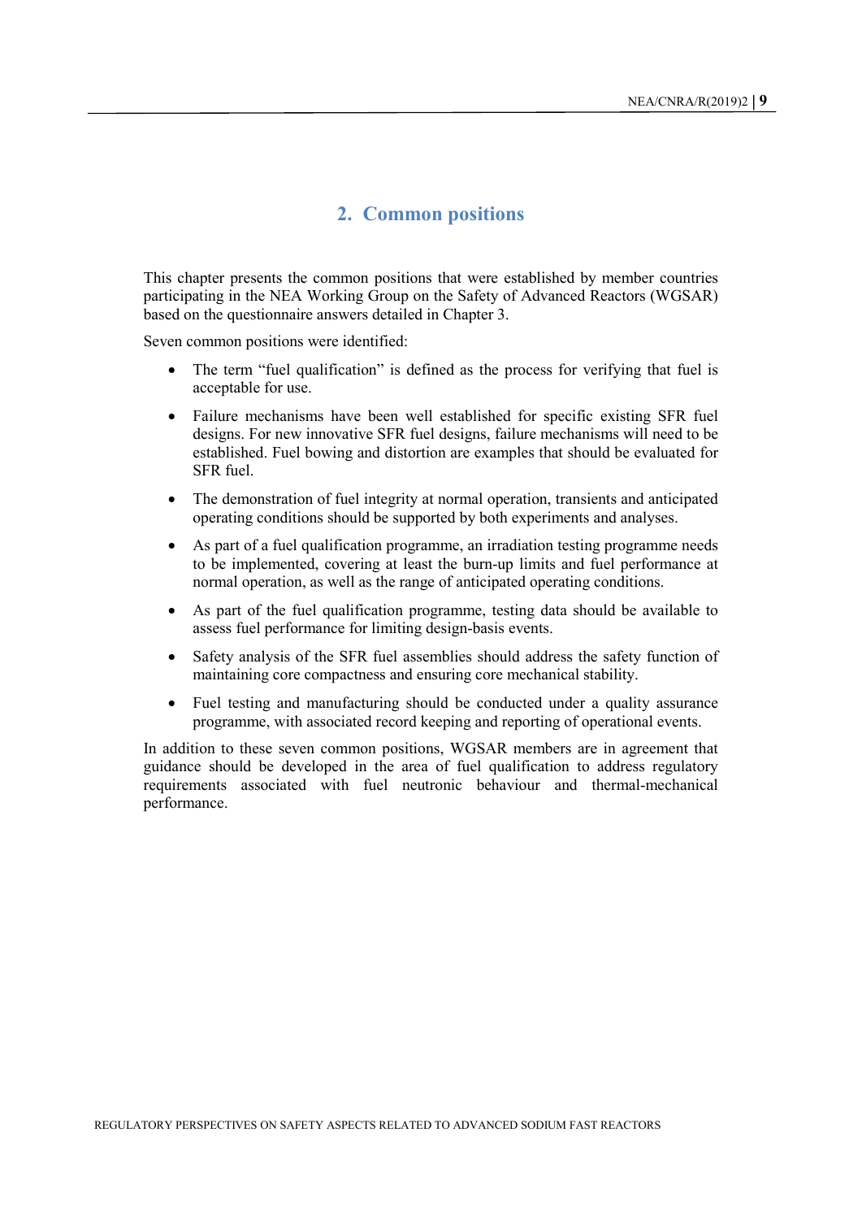## 2. Common positions

This chapter presents the common positions that were established by member countries participating in the NEA Working Group on the Safety of Advanced Reactors (WGSAR) based on the questionnaire answers detailed in Chapter 3.

Seven common positions were identified:

- The term “fuel qualification” is defined as the process for verifying that fuel is acceptable for use.
- Failure mechanisms have been well established for specific existing SFR fuel designs. For new innovative SFR fuel designs, failure mechanisms will need to be established. Fuel bowing and distortion are examples that should be evaluated for SFR fuel.
- The demonstration of fuel integrity at normal operation, transients and anticipated operating conditions should be supported by both experiments and analyses.
- As part of a fuel qualification programme, an irradiation testing programme needs to be implemented, covering at least the burn-up limits and fuel performance at normal operation, as well as the range of anticipated operating conditions.
- As part of the fuel qualification programme, testing data should be available to assess fuel performance for limiting design-basis events.
- Safety analysis of the SFR fuel assemblies should address the safety function of maintaining core compactness and ensuring core mechanical stability.
- Fuel testing and manufacturing should be conducted under a quality assurance programme, with associated record keeping and reporting of operational events.

In addition to these seven common positions, WGSAR members are in agreement that guidance should be developed in the area of fuel qualification to address regulatory requirements associated with fuel neutronic behaviour and thermal-mechanical performance.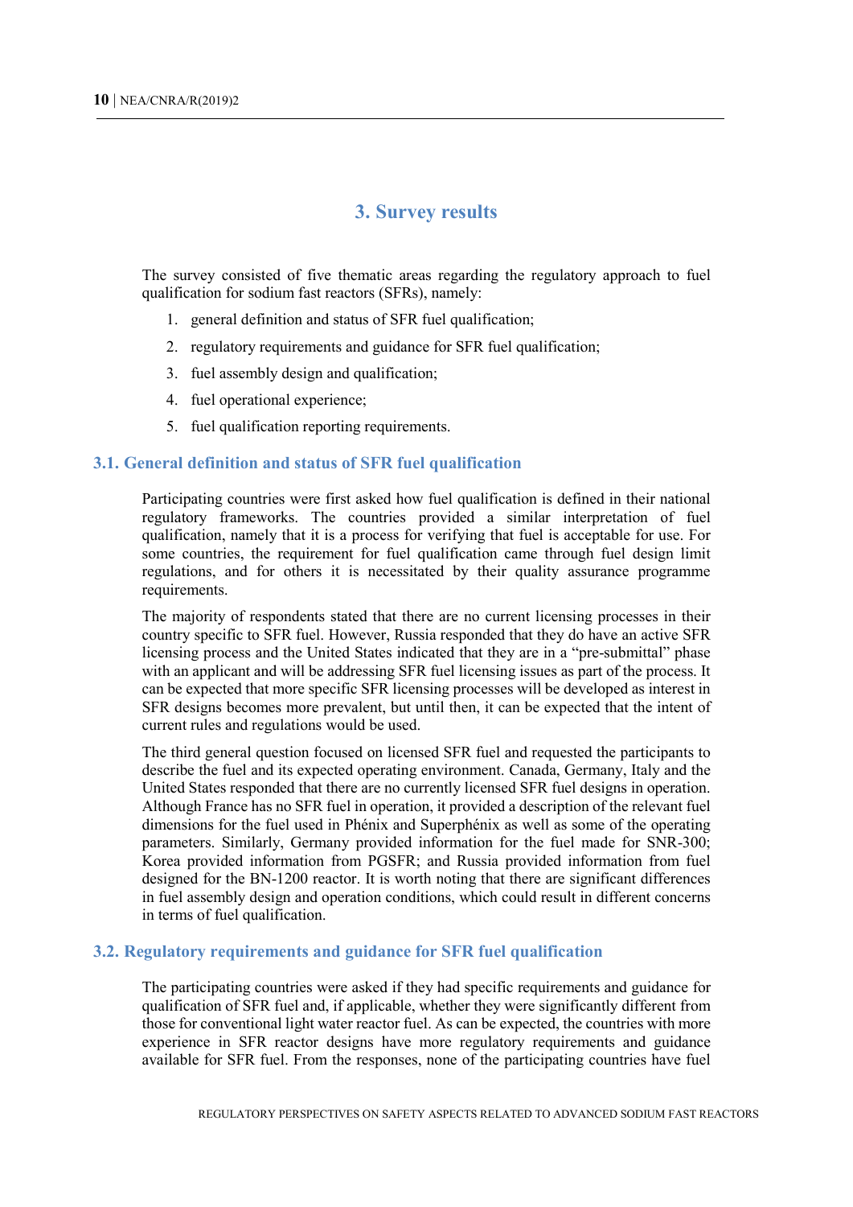# 3. Survey results

The survey consisted of five thematic areas regarding the regulatory approach to fuel qualification for sodium fast reactors (SFRs), namely:

1. general definition and status of SFR fuel qualification;
2. regulatory requirements and guidance for SFR fuel qualification;
3. fuel assembly design and qualification;
4. fuel operational experience;
5. fuel qualification reporting requirements.

## 3.1. General definition and status of SFR fuel qualification

Participating countries were first asked how fuel qualification is defined in their national regulatory frameworks. The countries provided a similar interpretation of fuel qualification, namely that it is a process for verifying that fuel is acceptable for use. For some countries, the requirement for fuel qualification came through fuel design limit regulations, and for others it is necessitated by their quality assurance programme requirements.

The majority of respondents stated that there are no current licensing processes in their country specific to SFR fuel. However, Russia responded that they do have an active SFR licensing process and the United States indicated that they are in a "pre-submittal" phase with an applicant and will be addressing SFR fuel licensing issues as part of the process. It can be expected that more specific SFR licensing processes will be developed as interest in SFR designs becomes more prevalent, but until then, it can be expected that the intent of current rules and regulations would be used.

The third general question focused on licensed SFR fuel and requested the participants to describe the fuel and its expected operating environment. Canada, Germany, Italy and the United States responded that there are no currently licensed SFR fuel designs in operation. Although France has no SFR fuel in operation, it provided a description of the relevant fuel dimensions for the fuel used in Phénix and Superphénix as well as some of the operating parameters. Similarly, Germany provided information for the fuel made for SNR-300; Korea provided information from PGSFR; and Russia provided information from fuel designed for the BN-1200 reactor. It is worth noting that there are significant differences in fuel assembly design and operation conditions, which could result in different concerns in terms of fuel qualification.

## 3.2. Regulatory requirements and guidance for SFR fuel qualification

The participating countries were asked if they had specific requirements and guidance for qualification of SFR fuel and, if applicable, whether they were significantly different from those for conventional light water reactor fuel. As can be expected, the countries with more experience in SFR reactor designs have more regulatory requirements and guidance available for SFR fuel. From the responses, none of the participating countries have fuel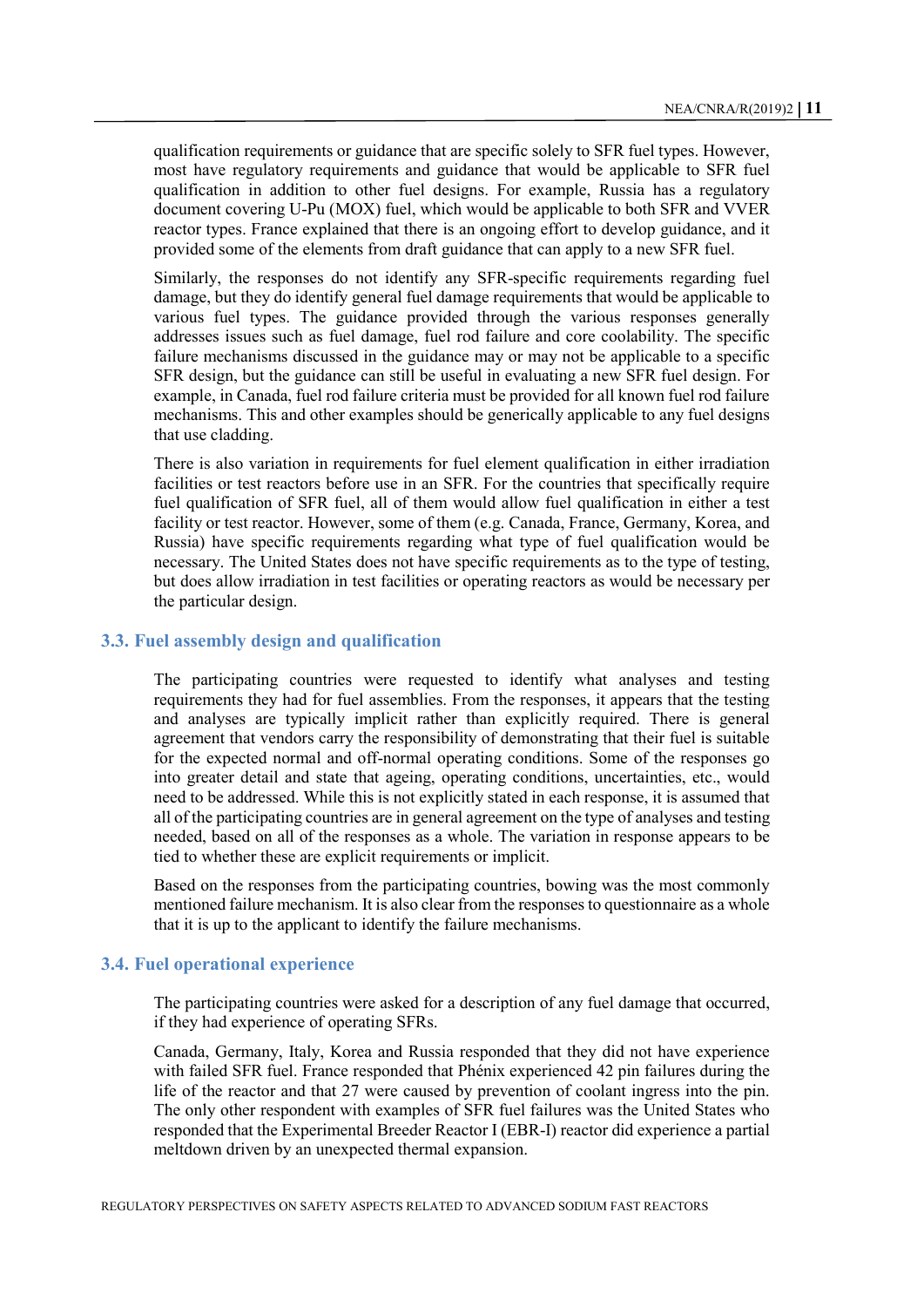qualification requirements or guidance that are specific solely to SFR fuel types. However, most have regulatory requirements and guidance that would be applicable to SFR fuel qualification in addition to other fuel designs. For example, Russia has a regulatory document covering U-Pu (MOX) fuel, which would be applicable to both SFR and VVER reactor types. France explained that there is an ongoing effort to develop guidance, and it provided some of the elements from draft guidance that can apply to a new SFR fuel.

Similarly, the responses do not identify any SFR-specific requirements regarding fuel damage, but they do identify general fuel damage requirements that would be applicable to various fuel types. The guidance provided through the various responses generally addresses issues such as fuel damage, fuel rod failure and core coolability. The specific failure mechanisms discussed in the guidance may or may not be applicable to a specific SFR design, but the guidance can still be useful in evaluating a new SFR fuel design. For example, in Canada, fuel rod failure criteria must be provided for all known fuel rod failure mechanisms. This and other examples should be generically applicable to any fuel designs that use cladding.

There is also variation in requirements for fuel element qualification in either irradiation facilities or test reactors before use in an SFR. For the countries that specifically require fuel qualification of SFR fuel, all of them would allow fuel qualification in either a test facility or test reactor. However, some of them (e.g. Canada, France, Germany, Korea, and Russia) have specific requirements regarding what type of fuel qualification would be necessary. The United States does not have specific requirements as to the type of testing, but does allow irradiation in test facilities or operating reactors as would be necessary per the particular design.

## 3.3. Fuel assembly design and qualification

The participating countries were requested to identify what analyses and testing requirements they had for fuel assemblies. From the responses, it appears that the testing and analyses are typically implicit rather than explicitly required. There is general agreement that vendors carry the responsibility of demonstrating that their fuel is suitable for the expected normal and off-normal operating conditions. Some of the responses go into greater detail and state that ageing, operating conditions, uncertainties, etc., would need to be addressed. While this is not explicitly stated in each response, it is assumed that all of the participating countries are in general agreement on the type of analyses and testing needed, based on all of the responses as a whole. The variation in response appears to be tied to whether these are explicit requirements or implicit.

Based on the responses from the participating countries, bowing was the most commonly mentioned failure mechanism. It is also clear from the responses to questionnaire as a whole that it is up to the applicant to identify the failure mechanisms.

## 3.4. Fuel operational experience

The participating countries were asked for a description of any fuel damage that occurred, if they had experience of operating SFRs.

Canada, Germany, Italy, Korea and Russia responded that they did not have experience with failed SFR fuel. France responded that Phénix experienced 42 pin failures during the life of the reactor and that 27 were caused by prevention of coolant ingress into the pin. The only other respondent with examples of SFR fuel failures was the United States who responded that the Experimental Breeder Reactor I (EBR-I) reactor did experience a partial meltdown driven by an unexpected thermal expansion.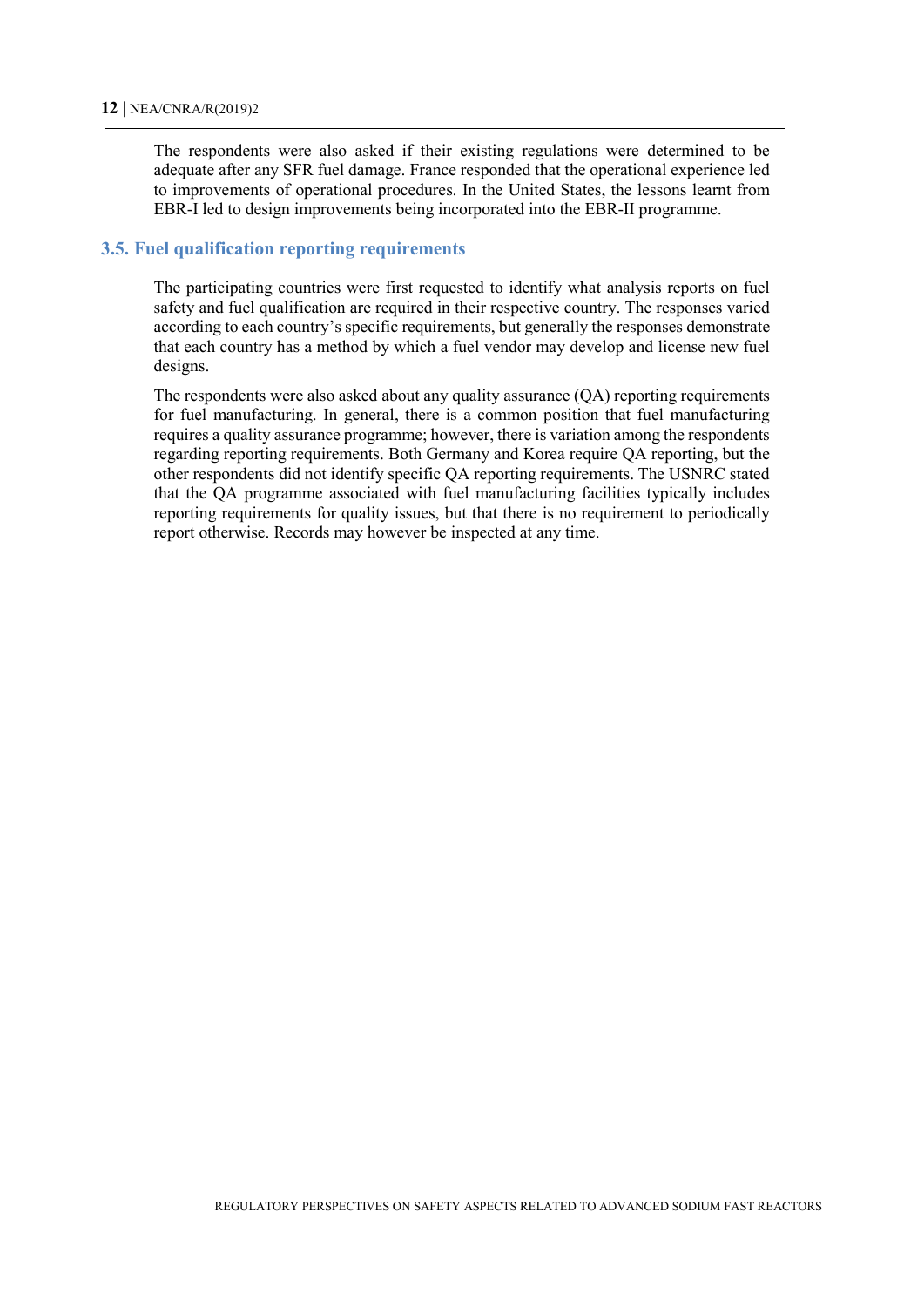The respondents were also asked if their existing regulations were determined to be adequate after any SFR fuel damage. France responded that the operational experience led to improvements of operational procedures. In the United States, the lessons learnt from EBR-I led to design improvements being incorporated into the EBR-II programme.

### 3.5. Fuel qualification reporting requirements

The participating countries were first requested to identify what analysis reports on fuel safety and fuel qualification are required in their respective country. The responses varied according to each country's specific requirements, but generally the responses demonstrate that each country has a method by which a fuel vendor may develop and license new fuel designs.

The respondents were also asked about any quality assurance (QA) reporting requirements for fuel manufacturing. In general, there is a common position that fuel manufacturing requires a quality assurance programme; however, there is variation among the respondents regarding reporting requirements. Both Germany and Korea require QA reporting, but the other respondents did not identify specific QA reporting requirements. The USNRC stated that the QA programme associated with fuel manufacturing facilities typically includes reporting requirements for quality issues, but that there is no requirement to periodically report otherwise. Records may however be inspected at any time.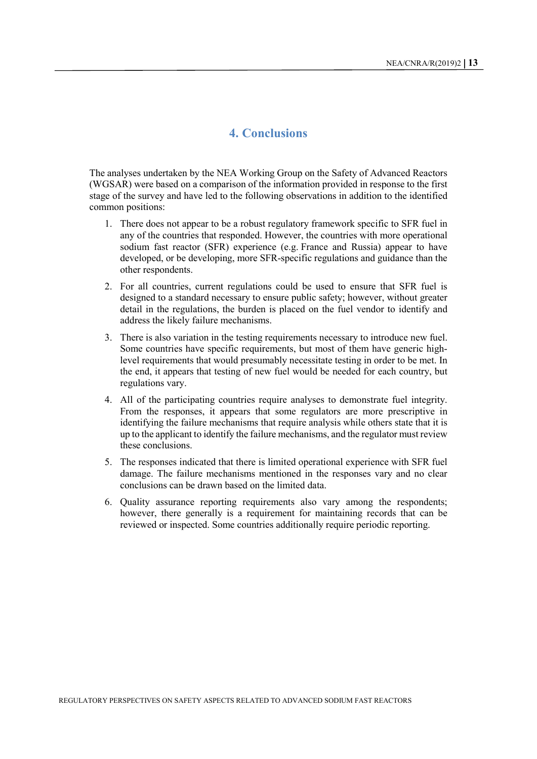# 4. Conclusions

The analyses undertaken by the NEA Working Group on the Safety of Advanced Reactors (WGSAR) were based on a comparison of the information provided in response to the first stage of the survey and have led to the following observations in addition to the identified common positions:

1. There does not appear to be a robust regulatory framework specific to SFR fuel in any of the countries that responded. However, the countries with more operational sodium fast reactor (SFR) experience (e.g. France and Russia) appear to have developed, or be developing, more SFR-specific regulations and guidance than the other respondents.

2. For all countries, current regulations could be used to ensure that SFR fuel is designed to a standard necessary to ensure public safety; however, without greater detail in the regulations, the burden is placed on the fuel vendor to identify and address the likely failure mechanisms.

3. There is also variation in the testing requirements necessary to introduce new fuel. Some countries have specific requirements, but most of them have generic high-level requirements that would presumably necessitate testing in order to be met. In the end, it appears that testing of new fuel would be needed for each country, but regulations vary.

4. All of the participating countries require analyses to demonstrate fuel integrity. From the responses, it appears that some regulators are more prescriptive in identifying the failure mechanisms that require analysis while others state that it is up to the applicant to identify the failure mechanisms, and the regulator must review these conclusions.

5. The responses indicated that there is limited operational experience with SFR fuel damage. The failure mechanisms mentioned in the responses vary and no clear conclusions can be drawn based on the limited data.

6. Quality assurance reporting requirements also vary among the respondents; however, there generally is a requirement for maintaining records that can be reviewed or inspected. Some countries additionally require periodic reporting.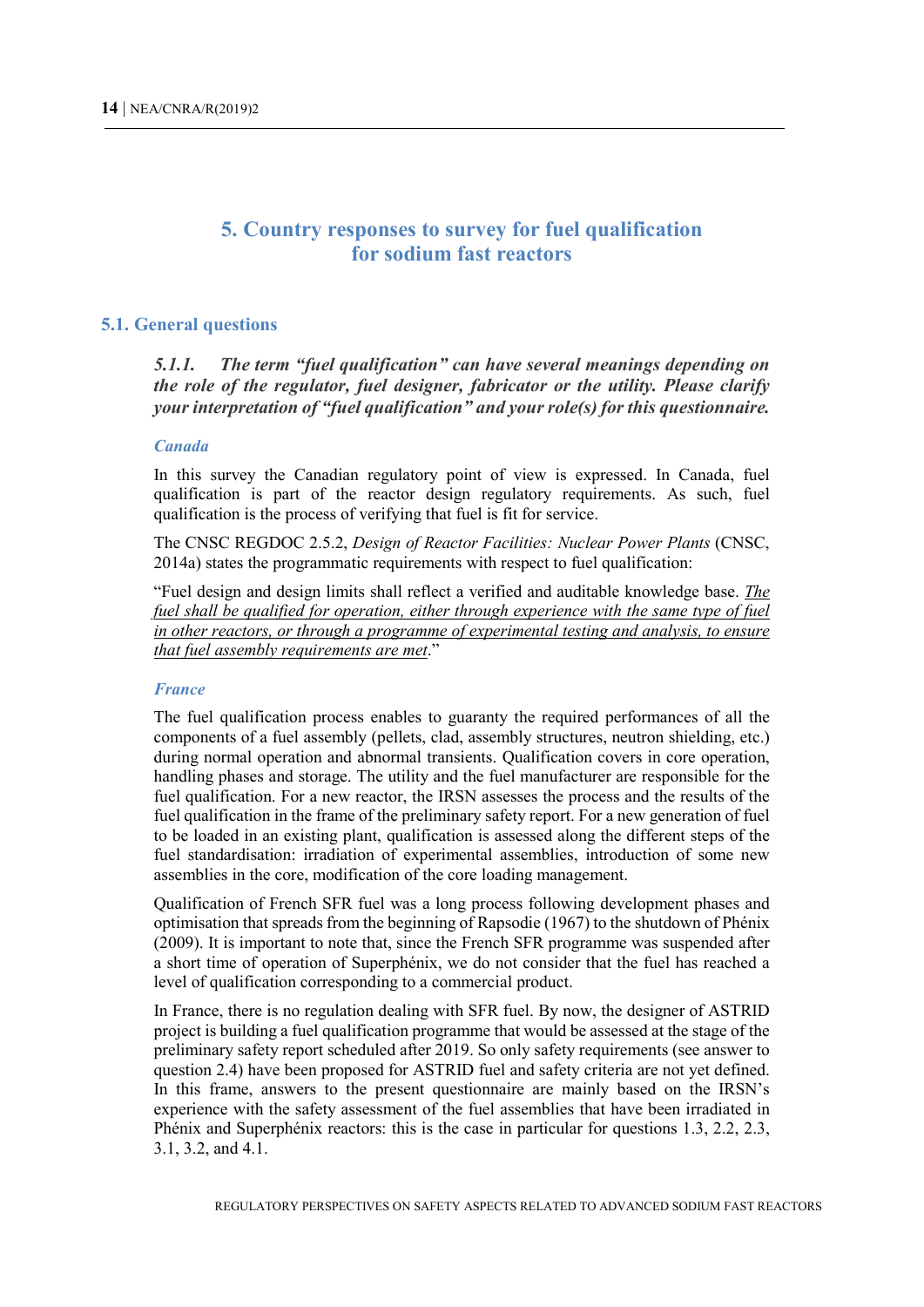# 5. Country responses to survey for fuel qualification for sodium fast reactors

## 5.1. General questions

### *5.1.1. The term "fuel qualification" can have several meanings depending on the role of the regulator, fuel designer, fabricator or the utility. Please clarify your interpretation of "fuel qualification" and your role(s) for this questionnaire.*

#### *Canada*

In this survey the Canadian regulatory point of view is expressed. In Canada, fuel qualification is part of the reactor design regulatory requirements. As such, fuel qualification is the process of verifying that fuel is fit for service.

The CNSC REGDOC 2.5.2, *Design of Reactor Facilities: Nuclear Power Plants* (CNSC, 2014a) states the programmatic requirements with respect to fuel qualification:

"Fuel design and design limits shall reflect a verified and auditable knowledge base. *The fuel shall be qualified for operation, either through experience with the same type of fuel in other reactors, or through a programme of experimental testing and analysis, to ensure that fuel assembly requirements are met*."

#### *France*

The fuel qualification process enables to guaranty the required performances of all the components of a fuel assembly (pellets, clad, assembly structures, neutron shielding, etc.) during normal operation and abnormal transients. Qualification covers in core operation, handling phases and storage. The utility and the fuel manufacturer are responsible for the fuel qualification. For a new reactor, the IRSN assesses the process and the results of the fuel qualification in the frame of the preliminary safety report. For a new generation of fuel to be loaded in an existing plant, qualification is assessed along the different steps of the fuel standardisation: irradiation of experimental assemblies, introduction of some new assemblies in the core, modification of the core loading management.

Qualification of French SFR fuel was a long process following development phases and optimisation that spreads from the beginning of Rapsodie (1967) to the shutdown of Phénix (2009). It is important to note that, since the French SFR programme was suspended after a short time of operation of Superphénix, we do not consider that the fuel has reached a level of qualification corresponding to a commercial product.

In France, there is no regulation dealing with SFR fuel. By now, the designer of ASTRID project is building a fuel qualification programme that would be assessed at the stage of the preliminary safety report scheduled after 2019. So only safety requirements (see answer to question 2.4) have been proposed for ASTRID fuel and safety criteria are not yet defined. In this frame, answers to the present questionnaire are mainly based on the IRSN's experience with the safety assessment of the fuel assemblies that have been irradiated in Phénix and Superphénix reactors: this is the case in particular for questions 1.3, 2.2, 2.3, 3.1, 3.2, and 4.1.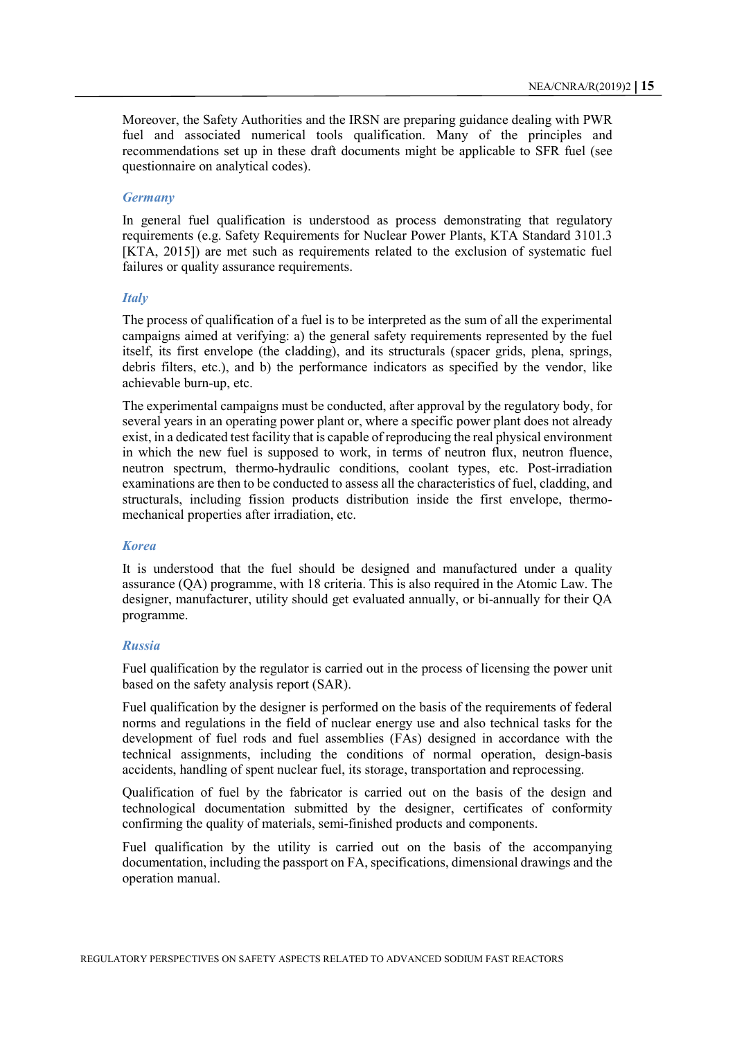Moreover, the Safety Authorities and the IRSN are preparing guidance dealing with PWR fuel and associated numerical tools qualification. Many of the principles and recommendations set up in these draft documents might be applicable to SFR fuel (see questionnaire on analytical codes).

### *Germany*

In general fuel qualification is understood as process demonstrating that regulatory requirements (e.g. Safety Requirements for Nuclear Power Plants, KTA Standard 3101.3 [KTA, 2015]) are met such as requirements related to the exclusion of systematic fuel failures or quality assurance requirements.

### *Italy*

The process of qualification of a fuel is to be interpreted as the sum of all the experimental campaigns aimed at verifying: a) the general safety requirements represented by the fuel itself, its first envelope (the cladding), and its structurals (spacer grids, plena, springs, debris filters, etc.), and b) the performance indicators as specified by the vendor, like achievable burn-up, etc.

The experimental campaigns must be conducted, after approval by the regulatory body, for several years in an operating power plant or, where a specific power plant does not already exist, in a dedicated test facility that is capable of reproducing the real physical environment in which the new fuel is supposed to work, in terms of neutron flux, neutron fluence, neutron spectrum, thermo-hydraulic conditions, coolant types, etc. Post-irradiation examinations are then to be conducted to assess all the characteristics of fuel, cladding, and structurals, including fission products distribution inside the first envelope, thermo-mechanical properties after irradiation, etc.

### *Korea*

It is understood that the fuel should be designed and manufactured under a quality assurance (QA) programme, with 18 criteria. This is also required in the Atomic Law. The designer, manufacturer, utility should get evaluated annually, or bi-annually for their QA programme.

### *Russia*

Fuel qualification by the regulator is carried out in the process of licensing the power unit based on the safety analysis report (SAR).

Fuel qualification by the designer is performed on the basis of the requirements of federal norms and regulations in the field of nuclear energy use and also technical tasks for the development of fuel rods and fuel assemblies (FAs) designed in accordance with the technical assignments, including the conditions of normal operation, design-basis accidents, handling of spent nuclear fuel, its storage, transportation and reprocessing.

Qualification of fuel by the fabricator is carried out on the basis of the design and technological documentation submitted by the designer, certificates of conformity confirming the quality of materials, semi-finished products and components.

Fuel qualification by the utility is carried out on the basis of the accompanying documentation, including the passport on FA, specifications, dimensional drawings and the operation manual.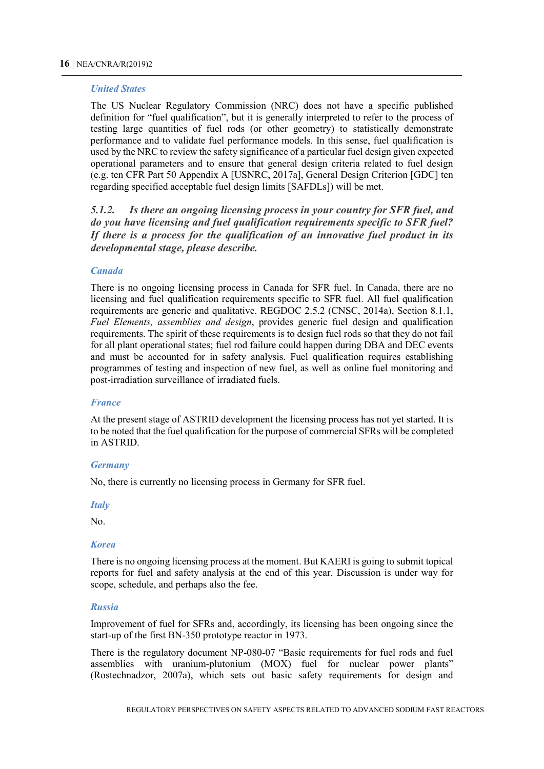### *United States*

The US Nuclear Regulatory Commission (NRC) does not have a specific published definition for "fuel qualification", but it is generally interpreted to refer to the process of testing large quantities of fuel rods (or other geometry) to statistically demonstrate performance and to validate fuel performance models. In this sense, fuel qualification is used by the NRC to review the safety significance of a particular fuel design given expected operational parameters and to ensure that general design criteria related to fuel design (e.g. ten CFR Part 50 Appendix A [USNRC, 2017a], General Design Criterion [GDC] ten regarding specified acceptable fuel design limits [SAFDLs]) will be met.

## *5.1.2. Is there an ongoing licensing process in your country for SFR fuel, and do you have licensing and fuel qualification requirements specific to SFR fuel? If there is a process for the qualification of an innovative fuel product in its developmental stage, please describe.*

### *Canada*

There is no ongoing licensing process in Canada for SFR fuel. In Canada, there are no licensing and fuel qualification requirements specific to SFR fuel. All fuel qualification requirements are generic and qualitative. REGDOC 2.5.2 (CNSC, 2014a), Section 8.1.1, *Fuel Elements, assemblies and design*, provides generic fuel design and qualification requirements. The spirit of these requirements is to design fuel rods so that they do not fail for all plant operational states; fuel rod failure could happen during DBA and DEC events and must be accounted for in safety analysis. Fuel qualification requires establishing programmes of testing and inspection of new fuel, as well as online fuel monitoring and post-irradiation surveillance of irradiated fuels.

### *France*

At the present stage of ASTRID development the licensing process has not yet started. It is to be noted that the fuel qualification for the purpose of commercial SFRs will be completed in ASTRID.

### *Germany*

No, there is currently no licensing process in Germany for SFR fuel.

### *Italy*

No.

### *Korea*

There is no ongoing licensing process at the moment. But KAERI is going to submit topical reports for fuel and safety analysis at the end of this year. Discussion is under way for scope, schedule, and perhaps also the fee.

### *Russia*

Improvement of fuel for SFRs and, accordingly, its licensing has been ongoing since the start-up of the first BN-350 prototype reactor in 1973.

There is the regulatory document NP-080-07 "Basic requirements for fuel rods and fuel assemblies with uranium-plutonium (MOX) fuel for nuclear power plants" (Rostechnadzor, 2007a), which sets out basic safety requirements for design and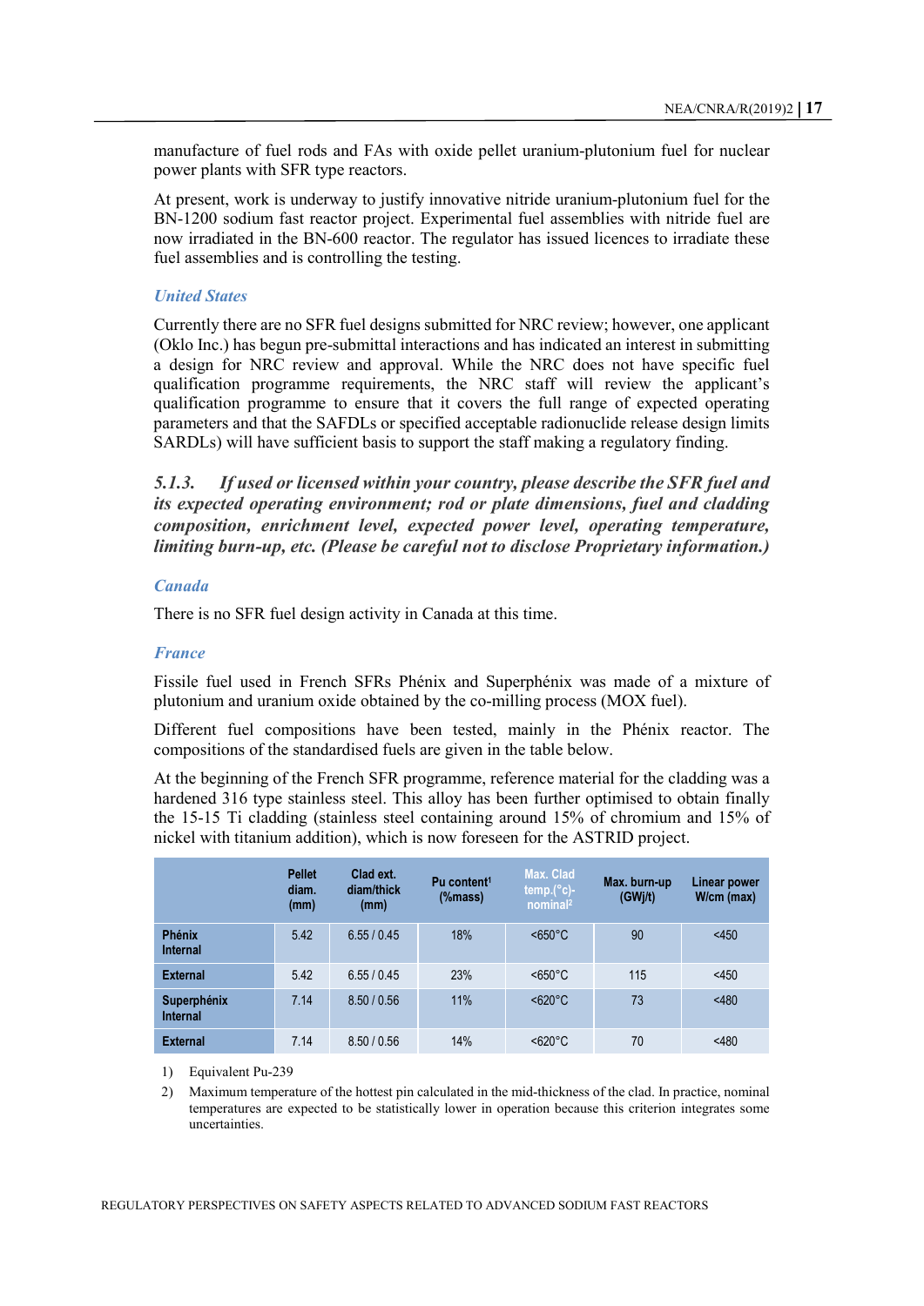manufacture of fuel rods and FAs with oxide pellet uranium-plutonium fuel for nuclear power plants with SFR type reactors.

At present, work is underway to justify innovative nitride uranium-plutonium fuel for the BN-1200 sodium fast reactor project. Experimental fuel assemblies with nitride fuel are now irradiated in the BN-600 reactor. The regulator has issued licences to irradiate these fuel assemblies and is controlling the testing.

#### *United States*

Currently there are no SFR fuel designs submitted for NRC review; however, one applicant (Oklo Inc.) has begun pre-submittal interactions and has indicated an interest in submitting a design for NRC review and approval. While the NRC does not have specific fuel qualification programme requirements, the NRC staff will review the applicant's qualification programme to ensure that it covers the full range of expected operating parameters and that the SAFDLs or specified acceptable radionuclide release design limits SARDLs) will have sufficient basis to support the staff making a regulatory finding.

### *5.1.3. If used or licensed within your country, please describe the SFR fuel and its expected operating environment; rod or plate dimensions, fuel and cladding composition, enrichment level, expected power level, operating temperature, limiting burn-up, etc. (Please be careful not to disclose Proprietary information.)*

#### *Canada*

There is no SFR fuel design activity in Canada at this time.

#### *France*

Fissile fuel used in French SFRs Phénix and Superphénix was made of a mixture of plutonium and uranium oxide obtained by the co-milling process (MOX fuel).

Different fuel compositions have been tested, mainly in the Phénix reactor. The compositions of the standardised fuels are given in the table below.

At the beginning of the French SFR programme, reference material for the cladding was a hardened 316 type stainless steel. This alloy has been further optimised to obtain finally the 15-15 Ti cladding (stainless steel containing around 15% of chromium and 15% of nickel with titanium addition), which is now foreseen for the ASTRID project.

| | Pellet diam. (mm) | Clad ext. diam/thick (mm) | Pu content[1] (%mass) | Max. Clad temp.(°c)-nominal[2] | Max. burn-up (GWj/t) | Linear power W/cm (max) |
|---|---|---|---|---|---|---|
| **Phénix Internal** | 5.42 | 6.55 / 0.45 | 18% | <650°C | 90 | <450 |
| **External** | 5.42 | 6.55 / 0.45 | 23% | <650°C | 115 | <450 |
| **Superphénix Internal** | 7.14 | 8.50 / 0.56 | 11% | <620°C | 73 | <480 |
| **External** | 7.14 | 8.50 / 0.56 | 14% | <620°C | 70 | <480 |

1) Equivalent Pu-239

2) Maximum temperature of the hottest pin calculated in the mid-thickness of the clad. In practice, nominal temperatures are expected to be statistically lower in operation because this criterion integrates some uncertainties.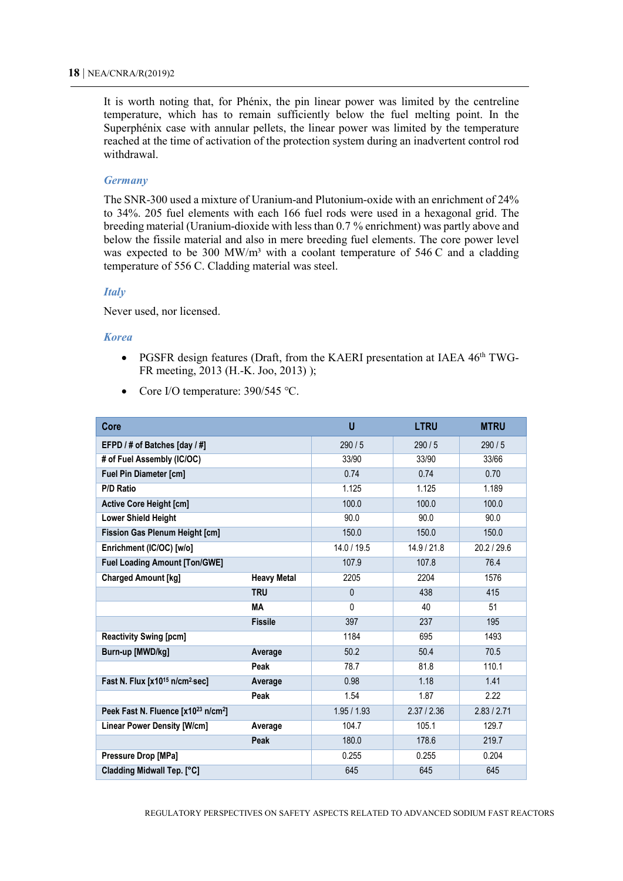It is worth noting that, for Phénix, the pin linear power was limited by the centreline temperature, which has to remain sufficiently below the fuel melting point. In the Superphénix case with annular pellets, the linear power was limited by the temperature reached at the time of activation of the protection system during an inadvertent control rod withdrawal.

### *Germany*

The SNR-300 used a mixture of Uranium-and Plutonium-oxide with an enrichment of 24% to 34%. 205 fuel elements with each 166 fuel rods were used in a hexagonal grid. The breeding material (Uranium-dioxide with less than 0.7 % enrichment) was partly above and below the fissile material and also in mere breeding fuel elements. The core power level was expected to be 300 MW/m³ with a coolant temperature of 546 C and a cladding temperature of 556 C. Cladding material was steel.

### *Italy*

Never used, nor licensed.

### *Korea*

- PGSFR design features (Draft, from the KAERI presentation at IAEA 46th TWG-FR meeting, 2013 (H.-K. Joo, 2013) );
- Core I/O temperature: 390/545 °C.

| Core | | U | LTRU | MTRU |
|---|---|---|---|---|
| EFPD / # of Batches [day / #] | | 290 / 5 | 290 / 5 | 290 / 5 |
| # of Fuel Assembly (IC/OC) | | 33/90 | 33/90 | 33/66 |
| Fuel Pin Diameter [cm] | | 0.74 | 0.74 | 0.70 |
| P/D Ratio | | 1.125 | 1.125 | 1.189 |
| Active Core Height [cm] | | 100.0 | 100.0 | 100.0 |
| Lower Shield Height | | 90.0 | 90.0 | 90.0 |
| Fission Gas Plenum Height [cm] | | 150.0 | 150.0 | 150.0 |
| Enrichment (IC/OC) [w/o] | | 14.0 / 19.5 | 14.9 / 21.8 | 20.2 / 29.6 |
| Fuel Loading Amount [Ton/GWE] | | 107.9 | 107.8 | 76.4 |
| Charged Amount [kg] | Heavy Metal | 2205 | 2204 | 1576 |
| | TRU | 0 | 438 | 415 |
| | MA | 0 | 40 | 51 |
| | Fissile | 397 | 237 | 195 |
| Reactivity Swing [pcm] | | 1184 | 695 | 1493 |
| Burn-up [MWD/kg] | Average | 50.2 | 50.4 | 70.5 |
| | Peak | 78.7 | 81.8 | 110.1 |
| Fast N. Flux [x10$^{15}$ n/cm$^2$-sec] | Average | 0.98 | 1.18 | 1.41 |
| | Peak | 1.54 | 1.87 | 2.22 |
| Peek Fast N. Fluence [x10$^{23}$ n/cm$^2$] | | 1.95 / 1.93 | 2.37 / 2.36 | 2.83 / 2.71 |
| Linear Power Density [W/cm] | Average | 104.7 | 105.1 | 129.7 |
| | Peak | 180.0 | 178.6 | 219.7 |
| Pressure Drop [MPa] | | 0.255 | 0.255 | 0.204 |
| Cladding Midwall Tep. [°C] | | 645 | 645 | 645 |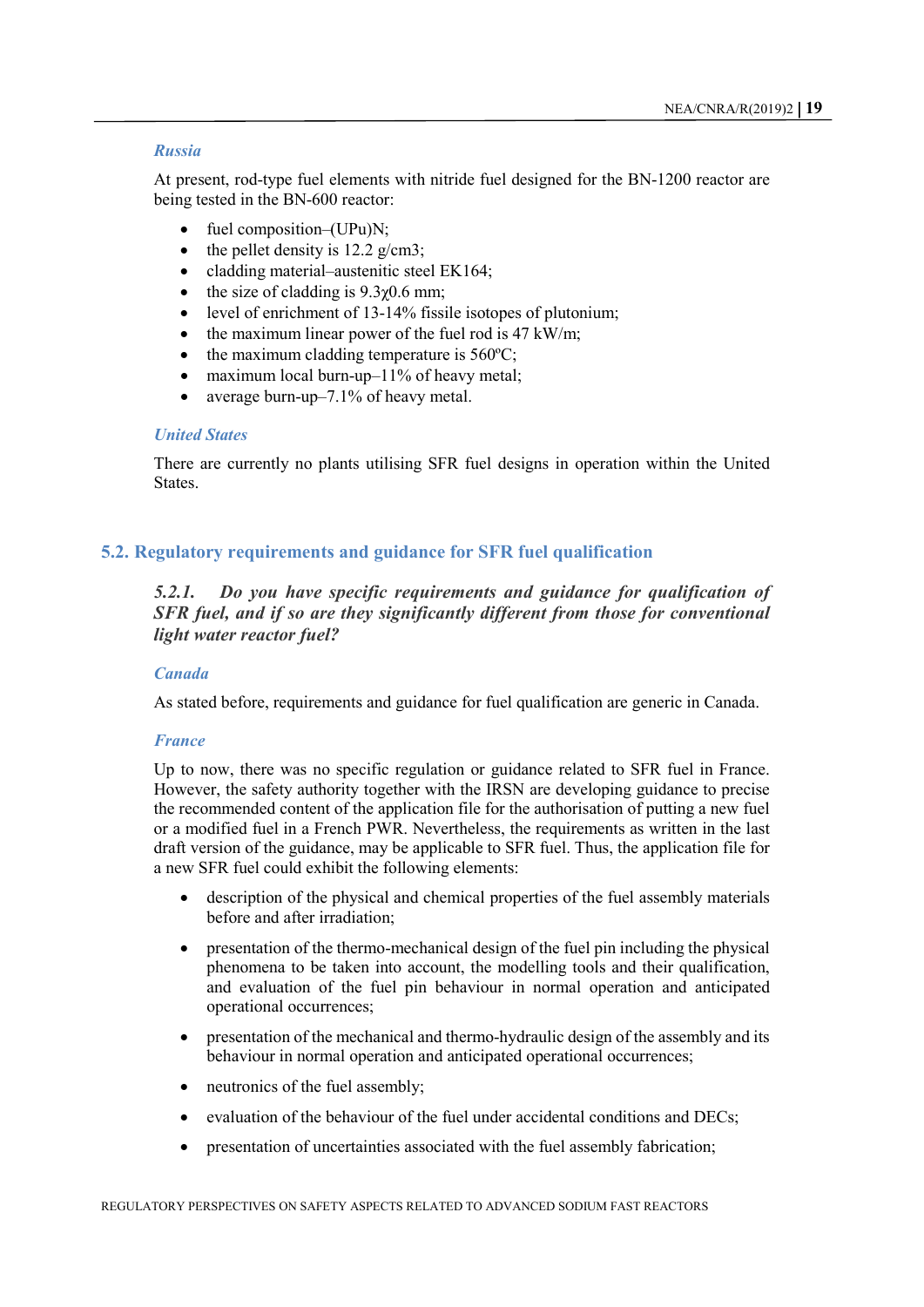### *Russia*

At present, rod-type fuel elements with nitride fuel designed for the BN-1200 reactor are being tested in the BN-600 reactor:

- fuel composition–(UPu)N;
- the pellet density is 12.2 g/cm3;
- cladding material–austenitic steel EK164;
- the size of cladding is 9.3χ0.6 mm;
- level of enrichment of 13-14% fissile isotopes of plutonium;
- the maximum linear power of the fuel rod is 47 kW/m;
- the maximum cladding temperature is 560ºC;
- maximum local burn-up–11% of heavy metal;
- average burn-up–7.1% of heavy metal.

### *United States*

There are currently no plants utilising SFR fuel designs in operation within the United States.

## 5.2. Regulatory requirements and guidance for SFR fuel qualification

### *5.2.1. Do you have specific requirements and guidance for qualification of SFR fuel, and if so are they significantly different from those for conventional light water reactor fuel?*

### *Canada*

As stated before, requirements and guidance for fuel qualification are generic in Canada.

### *France*

Up to now, there was no specific regulation or guidance related to SFR fuel in France. However, the safety authority together with the IRSN are developing guidance to precise the recommended content of the application file for the authorisation of putting a new fuel or a modified fuel in a French PWR. Nevertheless, the requirements as written in the last draft version of the guidance, may be applicable to SFR fuel. Thus, the application file for a new SFR fuel could exhibit the following elements:

- description of the physical and chemical properties of the fuel assembly materials before and after irradiation;
- presentation of the thermo-mechanical design of the fuel pin including the physical phenomena to be taken into account, the modelling tools and their qualification, and evaluation of the fuel pin behaviour in normal operation and anticipated operational occurrences;
- presentation of the mechanical and thermo-hydraulic design of the assembly and its behaviour in normal operation and anticipated operational occurrences;
- neutronics of the fuel assembly;
- evaluation of the behaviour of the fuel under accidental conditions and DECs;
- presentation of uncertainties associated with the fuel assembly fabrication;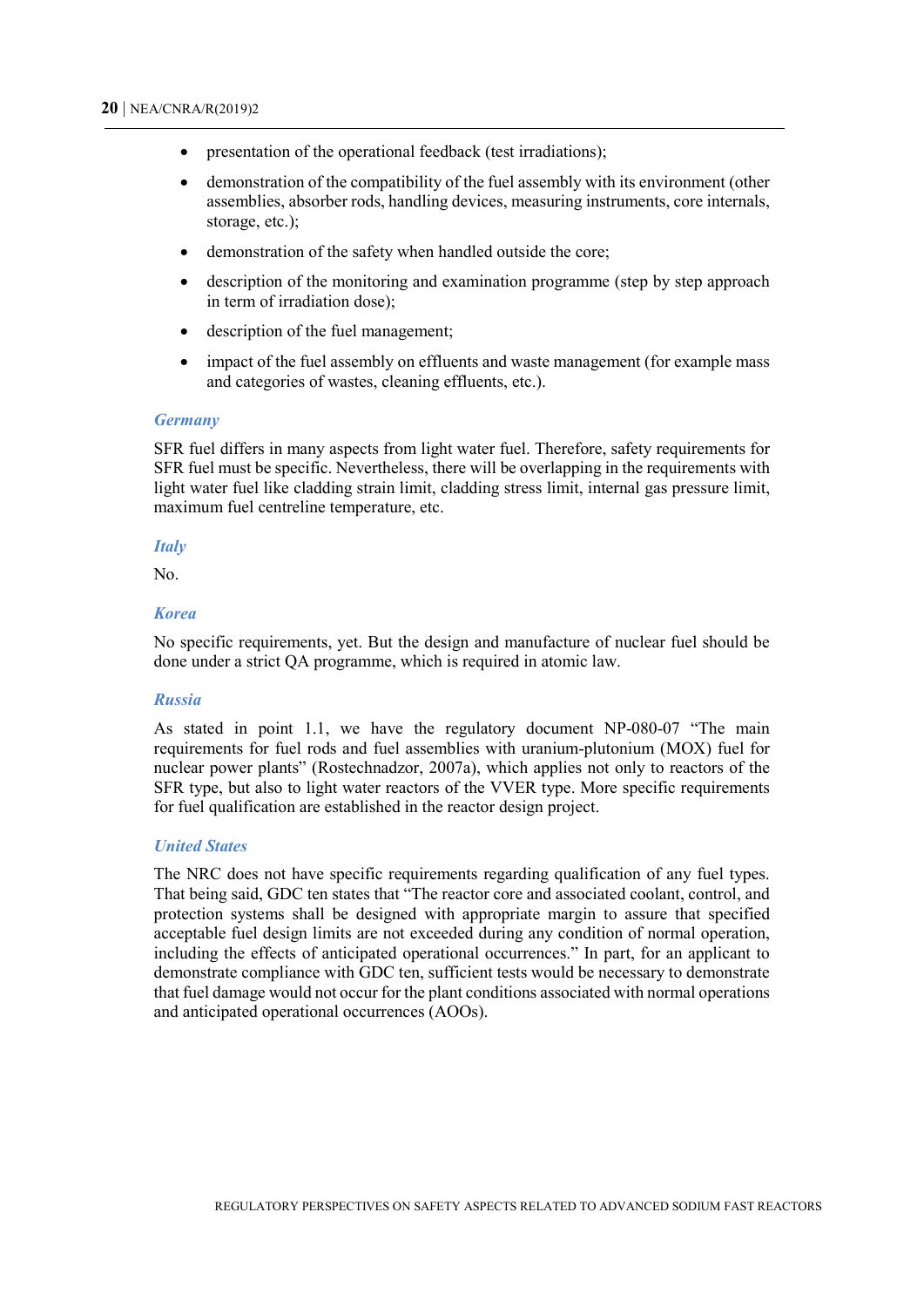- presentation of the operational feedback (test irradiations);
- demonstration of the compatibility of the fuel assembly with its environment (other assemblies, absorber rods, handling devices, measuring instruments, core internals, storage, etc.);
- demonstration of the safety when handled outside the core;
- description of the monitoring and examination programme (step by step approach in term of irradiation dose);
- description of the fuel management;
- impact of the fuel assembly on effluents and waste management (for example mass and categories of wastes, cleaning effluents, etc.).

### *Germany*

SFR fuel differs in many aspects from light water fuel. Therefore, safety requirements for SFR fuel must be specific. Nevertheless, there will be overlapping in the requirements with light water fuel like cladding strain limit, cladding stress limit, internal gas pressure limit, maximum fuel centreline temperature, etc.

### *Italy*

No.

### *Korea*

No specific requirements, yet. But the design and manufacture of nuclear fuel should be done under a strict QA programme, which is required in atomic law.

### *Russia*

As stated in point 1.1, we have the regulatory document NP-080-07 "The main requirements for fuel rods and fuel assemblies with uranium-plutonium (MOX) fuel for nuclear power plants" (Rostechnadzor, 2007a), which applies not only to reactors of the SFR type, but also to light water reactors of the VVER type. More specific requirements for fuel qualification are established in the reactor design project.

### *United States*

The NRC does not have specific requirements regarding qualification of any fuel types. That being said, GDC ten states that "The reactor core and associated coolant, control, and protection systems shall be designed with appropriate margin to assure that specified acceptable fuel design limits are not exceeded during any condition of normal operation, including the effects of anticipated operational occurrences." In part, for an applicant to demonstrate compliance with GDC ten, sufficient tests would be necessary to demonstrate that fuel damage would not occur for the plant conditions associated with normal operations and anticipated operational occurrences (AOOs).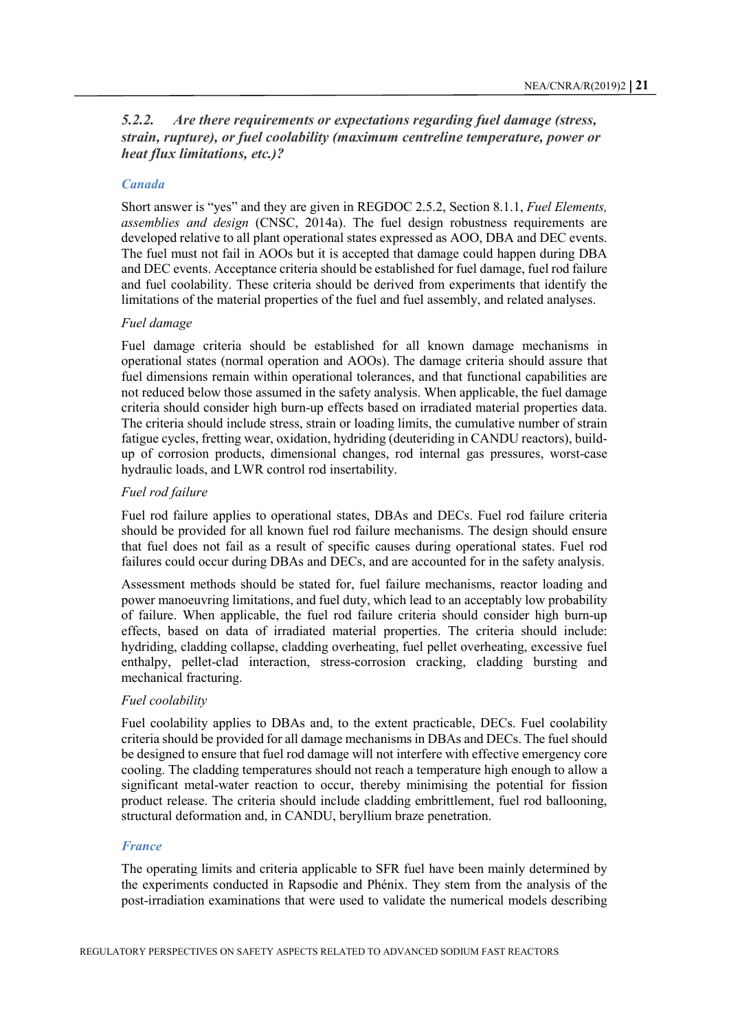### *5.2.2. Are there requirements or expectations regarding fuel damage (stress, strain, rupture), or fuel coolability (maximum centreline temperature, power or heat flux limitations, etc.)?*

#### *Canada*

Short answer is "yes" and they are given in REGDOC 2.5.2, Section 8.1.1, *Fuel Elements, assemblies and design* (CNSC, 2014a). The fuel design robustness requirements are developed relative to all plant operational states expressed as AOO, DBA and DEC events. The fuel must not fail in AOOs but it is accepted that damage could happen during DBA and DEC events. Acceptance criteria should be established for fuel damage, fuel rod failure and fuel coolability. These criteria should be derived from experiments that identify the limitations of the material properties of the fuel and fuel assembly, and related analyses.

*Fuel damage*

Fuel damage criteria should be established for all known damage mechanisms in operational states (normal operation and AOOs). The damage criteria should assure that fuel dimensions remain within operational tolerances, and that functional capabilities are not reduced below those assumed in the safety analysis. When applicable, the fuel damage criteria should consider high burn-up effects based on irradiated material properties data. The criteria should include stress, strain or loading limits, the cumulative number of strain fatigue cycles, fretting wear, oxidation, hydriding (deuteriding in CANDU reactors), build-up of corrosion products, dimensional changes, rod internal gas pressures, worst-case hydraulic loads, and LWR control rod insertability.

*Fuel rod failure*

Fuel rod failure applies to operational states, DBAs and DECs. Fuel rod failure criteria should be provided for all known fuel rod failure mechanisms. The design should ensure that fuel does not fail as a result of specific causes during operational states. Fuel rod failures could occur during DBAs and DECs, and are accounted for in the safety analysis.

Assessment methods should be stated for, fuel failure mechanisms, reactor loading and power manoeuvring limitations, and fuel duty, which lead to an acceptably low probability of failure. When applicable, the fuel rod failure criteria should consider high burn-up effects, based on data of irradiated material properties. The criteria should include: hydriding, cladding collapse, cladding overheating, fuel pellet overheating, excessive fuel enthalpy, pellet-clad interaction, stress-corrosion cracking, cladding bursting and mechanical fracturing.

*Fuel coolability*

Fuel coolability applies to DBAs and, to the extent practicable, DECs. Fuel coolability criteria should be provided for all damage mechanisms in DBAs and DECs. The fuel should be designed to ensure that fuel rod damage will not interfere with effective emergency core cooling. The cladding temperatures should not reach a temperature high enough to allow a significant metal-water reaction to occur, thereby minimising the potential for fission product release. The criteria should include cladding embrittlement, fuel rod ballooning, structural deformation and, in CANDU, beryllium braze penetration.

#### *France*

The operating limits and criteria applicable to SFR fuel have been mainly determined by the experiments conducted in Rapsodie and Phénix. They stem from the analysis of the post-irradiation examinations that were used to validate the numerical models describing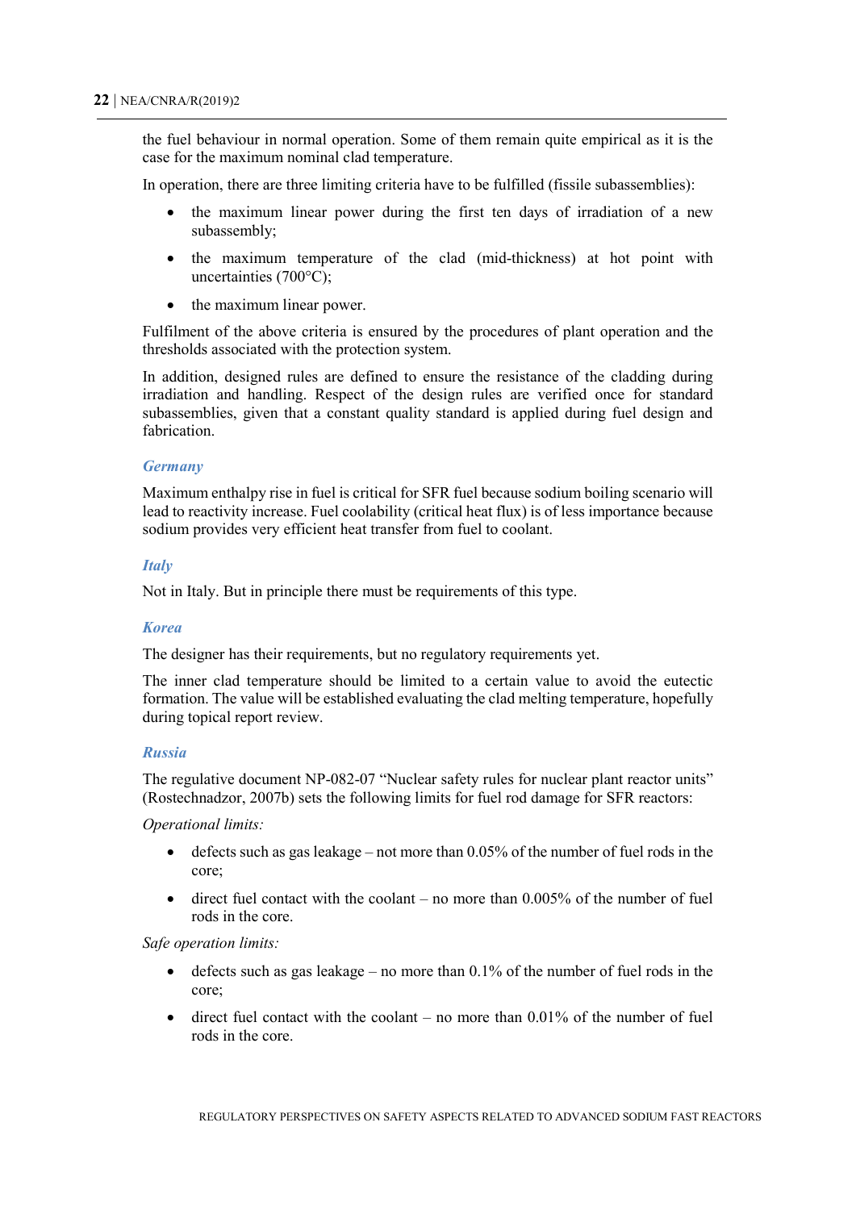the fuel behaviour in normal operation. Some of them remain quite empirical as it is the case for the maximum nominal clad temperature.

In operation, there are three limiting criteria have to be fulfilled (fissile subassemblies):

- the maximum linear power during the first ten days of irradiation of a new subassembly;
- the maximum temperature of the clad (mid-thickness) at hot point with uncertainties (700°C);
- the maximum linear power.

Fulfilment of the above criteria is ensured by the procedures of plant operation and the thresholds associated with the protection system.

In addition, designed rules are defined to ensure the resistance of the cladding during irradiation and handling. Respect of the design rules are verified once for standard subassemblies, given that a constant quality standard is applied during fuel design and fabrication.

#### *Germany*

Maximum enthalpy rise in fuel is critical for SFR fuel because sodium boiling scenario will lead to reactivity increase. Fuel coolability (critical heat flux) is of less importance because sodium provides very efficient heat transfer from fuel to coolant.

#### *Italy*

Not in Italy. But in principle there must be requirements of this type.

#### *Korea*

The designer has their requirements, but no regulatory requirements yet.

The inner clad temperature should be limited to a certain value to avoid the eutectic formation. The value will be established evaluating the clad melting temperature, hopefully during topical report review.

#### *Russia*

The regulative document NP-082-07 "Nuclear safety rules for nuclear plant reactor units" (Rostechnadzor, 2007b) sets the following limits for fuel rod damage for SFR reactors:

*Operational limits:*

- defects such as gas leakage – not more than 0.05% of the number of fuel rods in the core;
- direct fuel contact with the coolant – no more than 0.005% of the number of fuel rods in the core.

*Safe operation limits:*

- defects such as gas leakage – no more than 0.1% of the number of fuel rods in the core;
- direct fuel contact with the coolant – no more than 0.01% of the number of fuel rods in the core.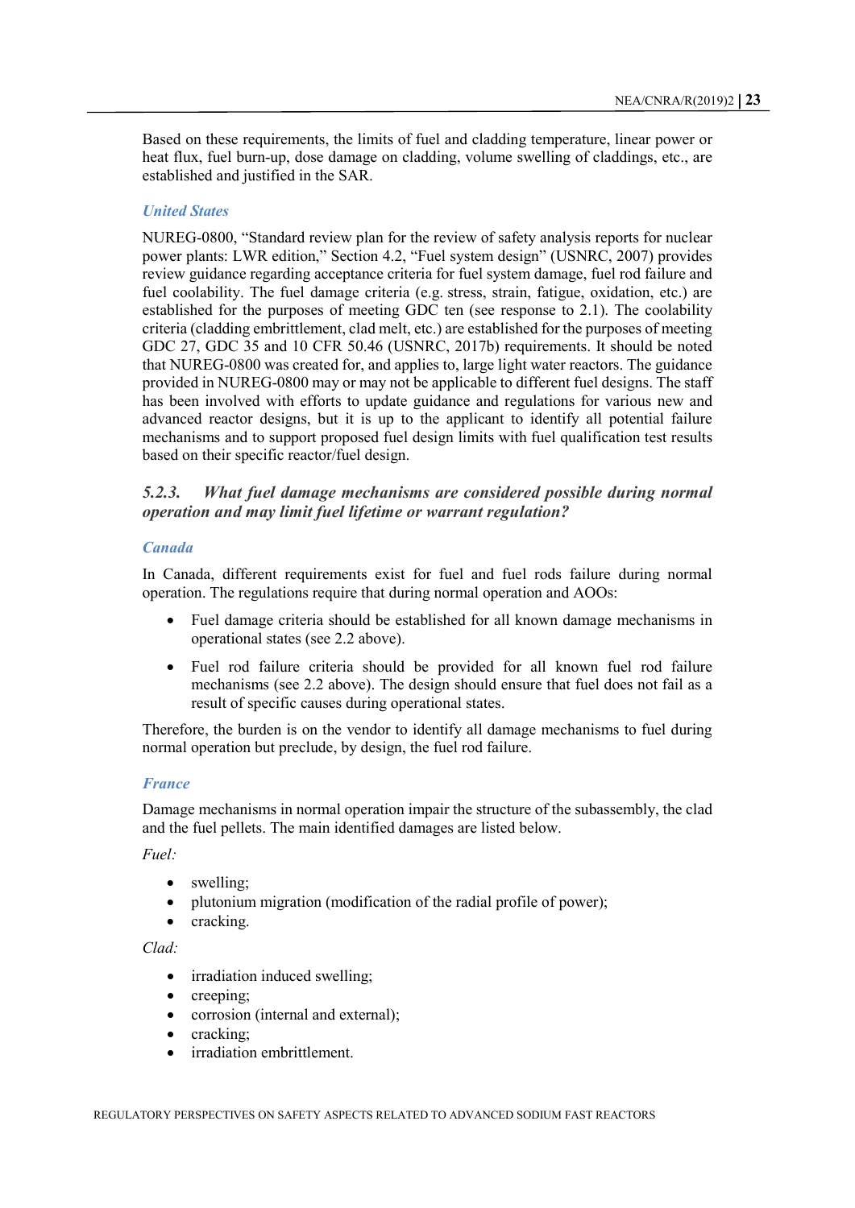Based on these requirements, the limits of fuel and cladding temperature, linear power or heat flux, fuel burn-up, dose damage on cladding, volume swelling of claddings, etc., are established and justified in the SAR.

#### *United States*

NUREG-0800, "Standard review plan for the review of safety analysis reports for nuclear power plants: LWR edition," Section 4.2, "Fuel system design" (USNRC, 2007) provides review guidance regarding acceptance criteria for fuel system damage, fuel rod failure and fuel coolability. The fuel damage criteria (e.g. stress, strain, fatigue, oxidation, etc.) are established for the purposes of meeting GDC ten (see response to 2.1). The coolability criteria (cladding embrittlement, clad melt, etc.) are established for the purposes of meeting GDC 27, GDC 35 and 10 CFR 50.46 (USNRC, 2017b) requirements. It should be noted that NUREG-0800 was created for, and applies to, large light water reactors. The guidance provided in NUREG-0800 may or may not be applicable to different fuel designs. The staff has been involved with efforts to update guidance and regulations for various new and advanced reactor designs, but it is up to the applicant to identify all potential failure mechanisms and to support proposed fuel design limits with fuel qualification test results based on their specific reactor/fuel design.

### *5.2.3. What fuel damage mechanisms are considered possible during normal operation and may limit fuel lifetime or warrant regulation?*

#### *Canada*

In Canada, different requirements exist for fuel and fuel rods failure during normal operation. The regulations require that during normal operation and AOOs:

- Fuel damage criteria should be established for all known damage mechanisms in operational states (see 2.2 above).
- Fuel rod failure criteria should be provided for all known fuel rod failure mechanisms (see 2.2 above). The design should ensure that fuel does not fail as a result of specific causes during operational states.

Therefore, the burden is on the vendor to identify all damage mechanisms to fuel during normal operation but preclude, by design, the fuel rod failure.

#### *France*

Damage mechanisms in normal operation impair the structure of the subassembly, the clad and the fuel pellets. The main identified damages are listed below.

*Fuel:*

- swelling;
- plutonium migration (modification of the radial profile of power);
- cracking.

*Clad:*

- irradiation induced swelling;
- creeping;
- corrosion (internal and external);
- cracking;
- irradiation embrittlement.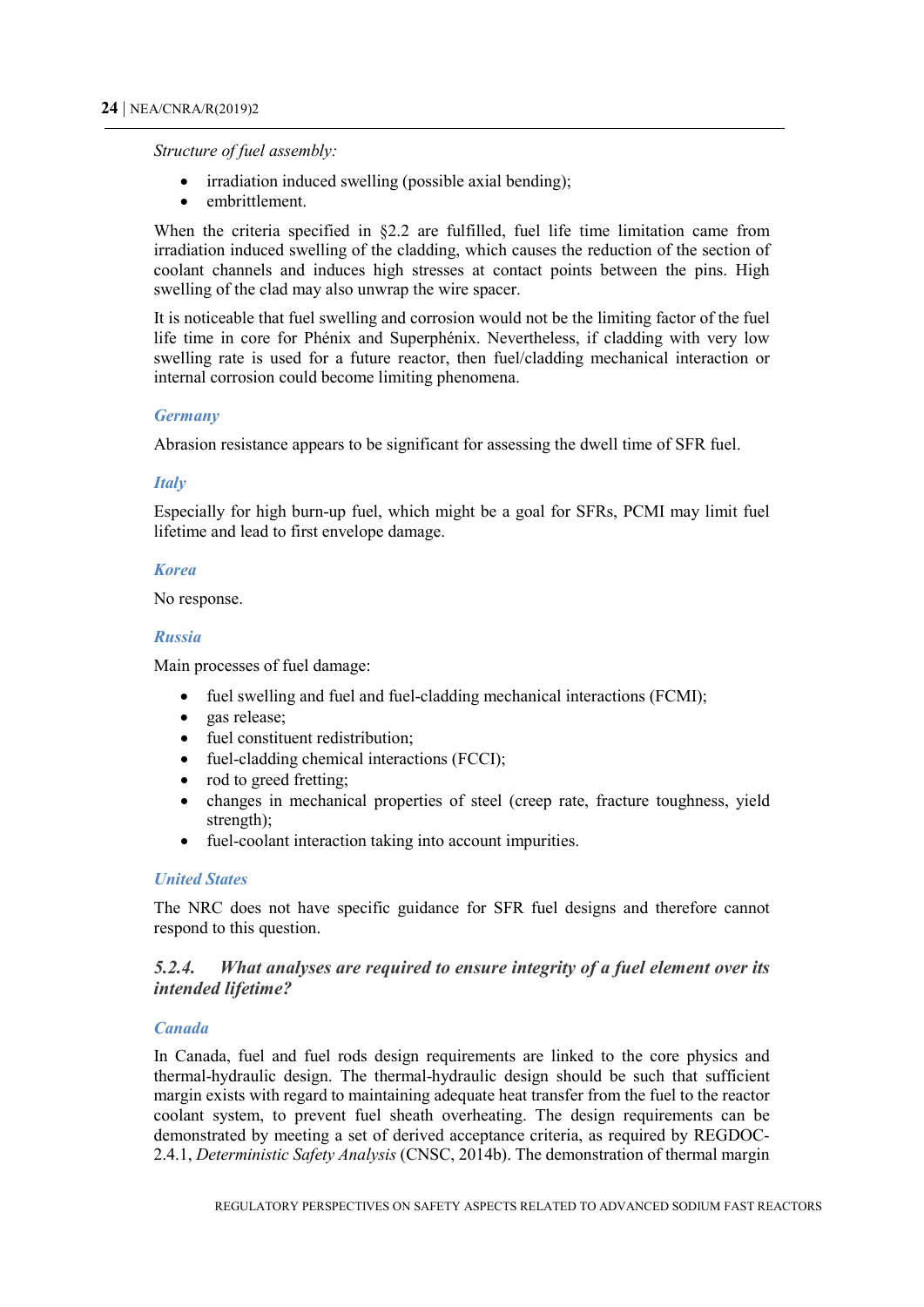*Structure of fuel assembly:*

- irradiation induced swelling (possible axial bending);
- embrittlement.

When the criteria specified in §2.2 are fulfilled, fuel life time limitation came from irradiation induced swelling of the cladding, which causes the reduction of the section of coolant channels and induces high stresses at contact points between the pins. High swelling of the clad may also unwrap the wire spacer.

It is noticeable that fuel swelling and corrosion would not be the limiting factor of the fuel life time in core for Phénix and Superphénix. Nevertheless, if cladding with very low swelling rate is used for a future reactor, then fuel/cladding mechanical interaction or internal corrosion could become limiting phenomena.

#### *Germany*

Abrasion resistance appears to be significant for assessing the dwell time of SFR fuel.

#### *Italy*

Especially for high burn-up fuel, which might be a goal for SFRs, PCMI may limit fuel lifetime and lead to first envelope damage.

#### *Korea*

No response.

#### *Russia*

Main processes of fuel damage:

- fuel swelling and fuel and fuel-cladding mechanical interactions (FCMI);
- gas release;
- fuel constituent redistribution;
- fuel-cladding chemical interactions (FCCI);
- rod to greed fretting;
- changes in mechanical properties of steel (creep rate, fracture toughness, yield strength);
- fuel-coolant interaction taking into account impurities.

#### *United States*

The NRC does not have specific guidance for SFR fuel designs and therefore cannot respond to this question.

### *5.2.4. What analyses are required to ensure integrity of a fuel element over its intended lifetime?*

#### *Canada*

In Canada, fuel and fuel rods design requirements are linked to the core physics and thermal-hydraulic design. The thermal-hydraulic design should be such that sufficient margin exists with regard to maintaining adequate heat transfer from the fuel to the reactor coolant system, to prevent fuel sheath overheating. The design requirements can be demonstrated by meeting a set of derived acceptance criteria, as required by REGDOC-2.4.1, *Deterministic Safety Analysis* (CNSC, 2014b). The demonstration of thermal margin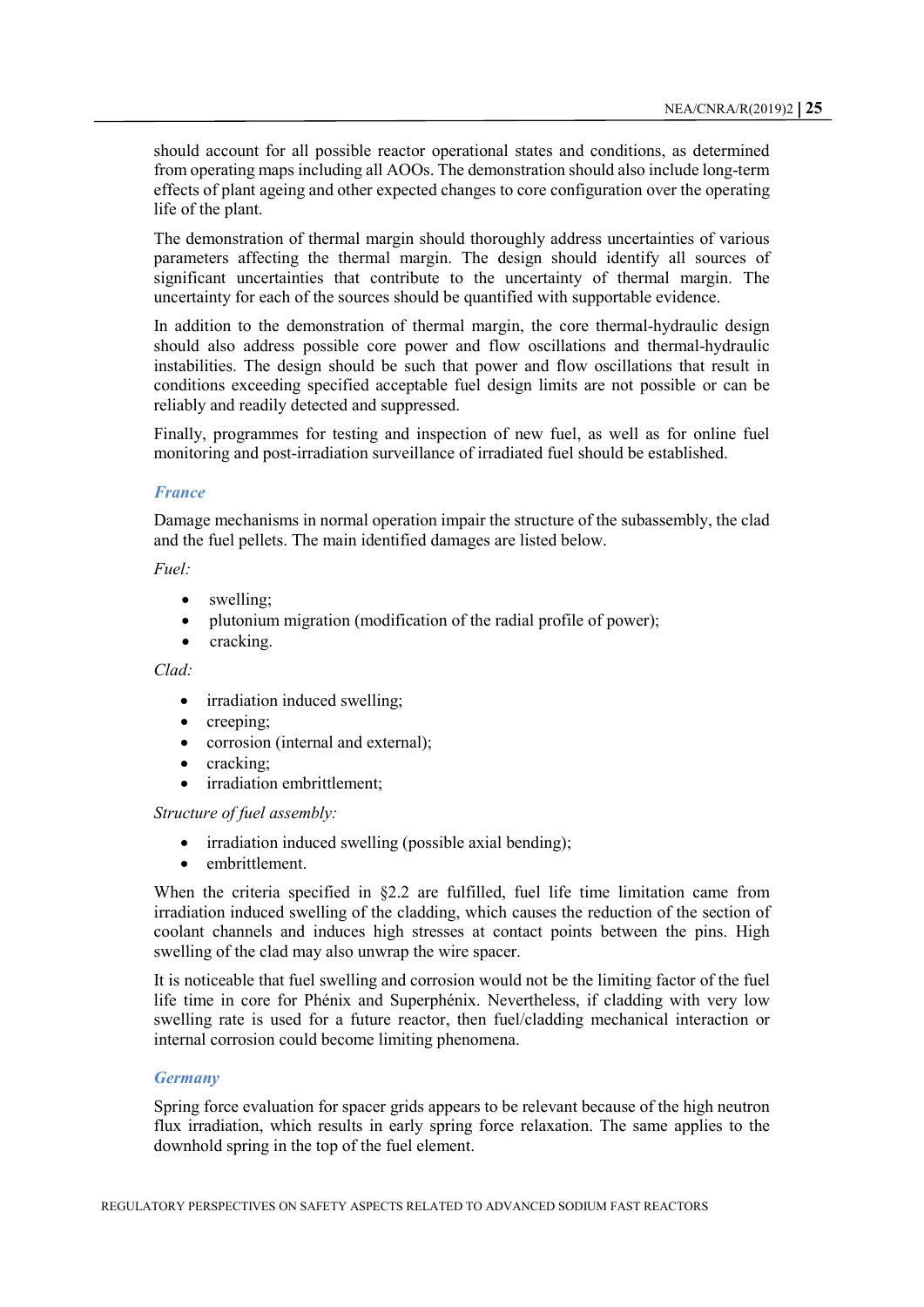should account for all possible reactor operational states and conditions, as determined from operating maps including all AOOs. The demonstration should also include long-term effects of plant ageing and other expected changes to core configuration over the operating life of the plant.

The demonstration of thermal margin should thoroughly address uncertainties of various parameters affecting the thermal margin. The design should identify all sources of significant uncertainties that contribute to the uncertainty of thermal margin. The uncertainty for each of the sources should be quantified with supportable evidence.

In addition to the demonstration of thermal margin, the core thermal-hydraulic design should also address possible core power and flow oscillations and thermal-hydraulic instabilities. The design should be such that power and flow oscillations that result in conditions exceeding specified acceptable fuel design limits are not possible or can be reliably and readily detected and suppressed.

Finally, programmes for testing and inspection of new fuel, as well as for online fuel monitoring and post-irradiation surveillance of irradiated fuel should be established.

### *France*

Damage mechanisms in normal operation impair the structure of the subassembly, the clad and the fuel pellets. The main identified damages are listed below.

*Fuel:*

- swelling;
- plutonium migration (modification of the radial profile of power);
- cracking.

*Clad:*

- irradiation induced swelling;
- creeping;
- corrosion (internal and external);
- cracking;
- irradiation embrittlement;

*Structure of fuel assembly:*

- irradiation induced swelling (possible axial bending);
- embrittlement.

When the criteria specified in §2.2 are fulfilled, fuel life time limitation came from irradiation induced swelling of the cladding, which causes the reduction of the section of coolant channels and induces high stresses at contact points between the pins. High swelling of the clad may also unwrap the wire spacer.

It is noticeable that fuel swelling and corrosion would not be the limiting factor of the fuel life time in core for Phénix and Superphénix. Nevertheless, if cladding with very low swelling rate is used for a future reactor, then fuel/cladding mechanical interaction or internal corrosion could become limiting phenomena.

### *Germany*

Spring force evaluation for spacer grids appears to be relevant because of the high neutron flux irradiation, which results in early spring force relaxation. The same applies to the downhold spring in the top of the fuel element.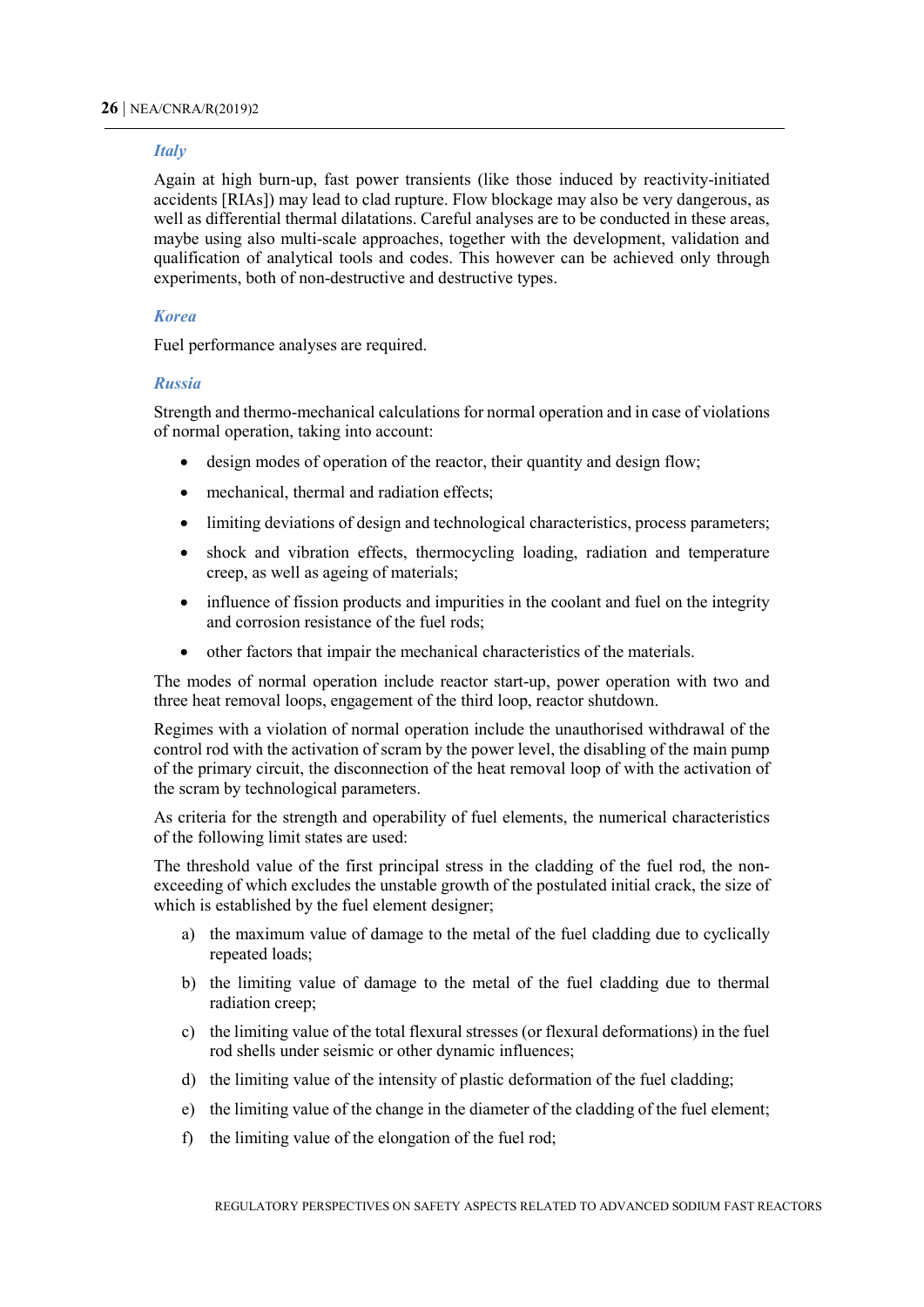### *Italy*

Again at high burn-up, fast power transients (like those induced by reactivity-initiated accidents [RIAs]) may lead to clad rupture. Flow blockage may also be very dangerous, as well as differential thermal dilatations. Careful analyses are to be conducted in these areas, maybe using also multi-scale approaches, together with the development, validation and qualification of analytical tools and codes. This however can be achieved only through experiments, both of non-destructive and destructive types.

### *Korea*

Fuel performance analyses are required.

### *Russia*

Strength and thermo-mechanical calculations for normal operation and in case of violations of normal operation, taking into account:

- design modes of operation of the reactor, their quantity and design flow;
- mechanical, thermal and radiation effects;
- limiting deviations of design and technological characteristics, process parameters;
- shock and vibration effects, thermocycling loading, radiation and temperature creep, as well as ageing of materials;
- influence of fission products and impurities in the coolant and fuel on the integrity and corrosion resistance of the fuel rods;
- other factors that impair the mechanical characteristics of the materials.

The modes of normal operation include reactor start-up, power operation with two and three heat removal loops, engagement of the third loop, reactor shutdown.

Regimes with a violation of normal operation include the unauthorised withdrawal of the control rod with the activation of scram by the power level, the disabling of the main pump of the primary circuit, the disconnection of the heat removal loop of with the activation of the scram by technological parameters.

As criteria for the strength and operability of fuel elements, the numerical characteristics of the following limit states are used:

The threshold value of the first principal stress in the cladding of the fuel rod, the non-exceeding of which excludes the unstable growth of the postulated initial crack, the size of which is established by the fuel element designer;

a) the maximum value of damage to the metal of the fuel cladding due to cyclically repeated loads;

b) the limiting value of damage to the metal of the fuel cladding due to thermal radiation creep;

c) the limiting value of the total flexural stresses (or flexural deformations) in the fuel rod shells under seismic or other dynamic influences;

d) the limiting value of the intensity of plastic deformation of the fuel cladding;

e) the limiting value of the change in the diameter of the cladding of the fuel element;

f) the limiting value of the elongation of the fuel rod;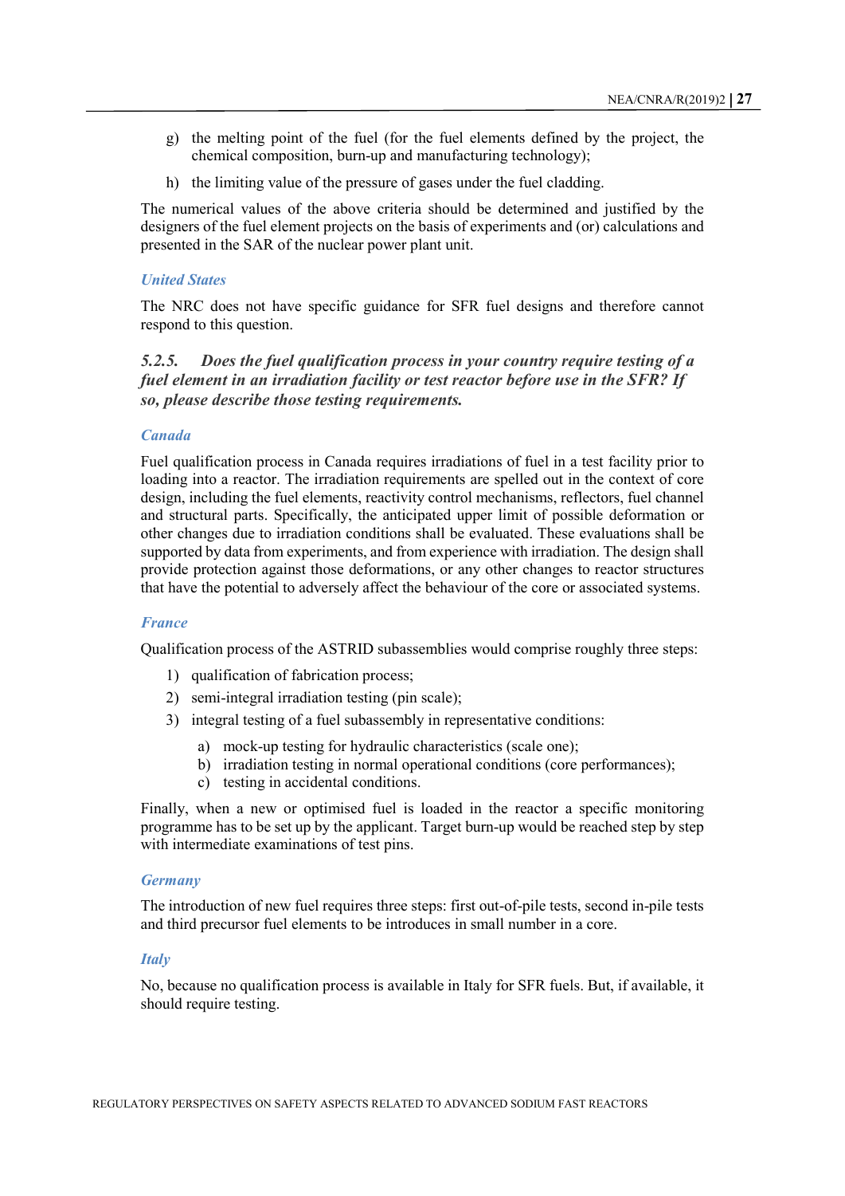g) the melting point of the fuel (for the fuel elements defined by the project, the chemical composition, burn-up and manufacturing technology);

h) the limiting value of the pressure of gases under the fuel cladding.

The numerical values of the above criteria should be determined and justified by the designers of the fuel element projects on the basis of experiments and (or) calculations and presented in the SAR of the nuclear power plant unit.

#### *United States*

The NRC does not have specific guidance for SFR fuel designs and therefore cannot respond to this question.

### *5.2.5. Does the fuel qualification process in your country require testing of a fuel element in an irradiation facility or test reactor before use in the SFR? If so, please describe those testing requirements.*

#### *Canada*

Fuel qualification process in Canada requires irradiations of fuel in a test facility prior to loading into a reactor. The irradiation requirements are spelled out in the context of core design, including the fuel elements, reactivity control mechanisms, reflectors, fuel channel and structural parts. Specifically, the anticipated upper limit of possible deformation or other changes due to irradiation conditions shall be evaluated. These evaluations shall be supported by data from experiments, and from experience with irradiation. The design shall provide protection against those deformations, or any other changes to reactor structures that have the potential to adversely affect the behaviour of the core or associated systems.

#### *France*

Qualification process of the ASTRID subassemblies would comprise roughly three steps:

1) qualification of fabrication process;
2) semi-integral irradiation testing (pin scale);
3) integral testing of a fuel subassembly in representative conditions:
   a) mock-up testing for hydraulic characteristics (scale one);
   b) irradiation testing in normal operational conditions (core performances);
   c) testing in accidental conditions.

Finally, when a new or optimised fuel is loaded in the reactor a specific monitoring programme has to be set up by the applicant. Target burn-up would be reached step by step with intermediate examinations of test pins.

#### *Germany*

The introduction of new fuel requires three steps: first out-of-pile tests, second in-pile tests and third precursor fuel elements to be introduces in small number in a core.

#### *Italy*

No, because no qualification process is available in Italy for SFR fuels. But, if available, it should require testing.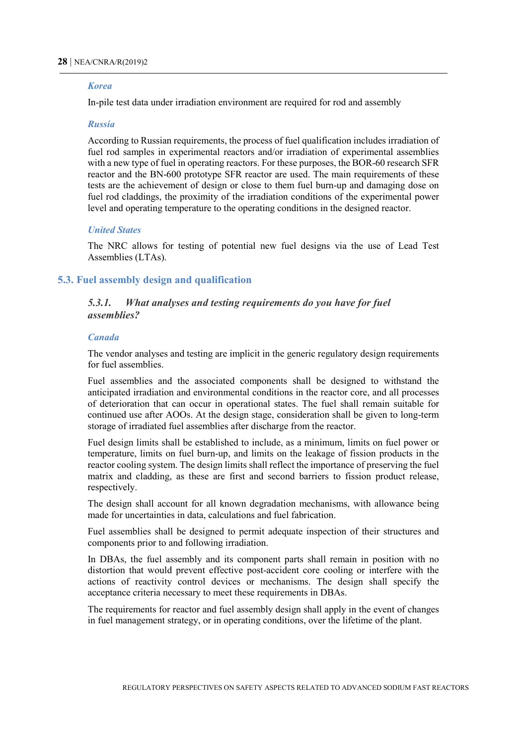#### *Korea*

In-pile test data under irradiation environment are required for rod and assembly

#### *Russia*

According to Russian requirements, the process of fuel qualification includes irradiation of fuel rod samples in experimental reactors and/or irradiation of experimental assemblies with a new type of fuel in operating reactors. For these purposes, the BOR-60 research SFR reactor and the BN-600 prototype SFR reactor are used. The main requirements of these tests are the achievement of design or close to them fuel burn-up and damaging dose on fuel rod claddings, the proximity of the irradiation conditions of the experimental power level and operating temperature to the operating conditions in the designed reactor.

#### *United States*

The NRC allows for testing of potential new fuel designs via the use of Lead Test Assemblies (LTAs).

## 5.3. Fuel assembly design and qualification

### *5.3.1. What analyses and testing requirements do you have for fuel assemblies?*

#### *Canada*

The vendor analyses and testing are implicit in the generic regulatory design requirements for fuel assemblies.

Fuel assemblies and the associated components shall be designed to withstand the anticipated irradiation and environmental conditions in the reactor core, and all processes of deterioration that can occur in operational states. The fuel shall remain suitable for continued use after AOOs. At the design stage, consideration shall be given to long-term storage of irradiated fuel assemblies after discharge from the reactor.

Fuel design limits shall be established to include, as a minimum, limits on fuel power or temperature, limits on fuel burn-up, and limits on the leakage of fission products in the reactor cooling system. The design limits shall reflect the importance of preserving the fuel matrix and cladding, as these are first and second barriers to fission product release, respectively.

The design shall account for all known degradation mechanisms, with allowance being made for uncertainties in data, calculations and fuel fabrication.

Fuel assemblies shall be designed to permit adequate inspection of their structures and components prior to and following irradiation.

In DBAs, the fuel assembly and its component parts shall remain in position with no distortion that would prevent effective post-accident core cooling or interfere with the actions of reactivity control devices or mechanisms. The design shall specify the acceptance criteria necessary to meet these requirements in DBAs.

The requirements for reactor and fuel assembly design shall apply in the event of changes in fuel management strategy, or in operating conditions, over the lifetime of the plant.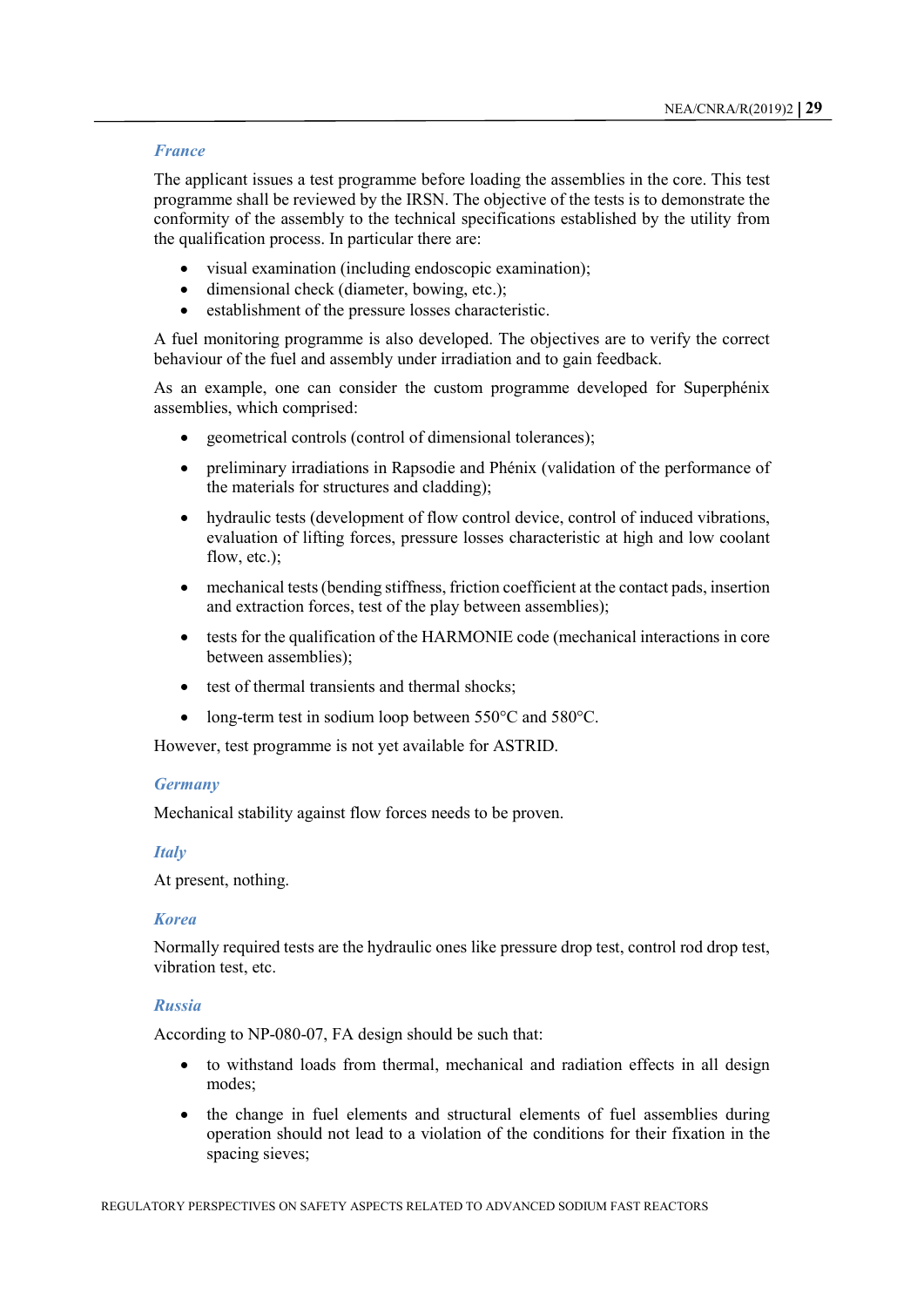### *France*

The applicant issues a test programme before loading the assemblies in the core. This test programme shall be reviewed by the IRSN. The objective of the tests is to demonstrate the conformity of the assembly to the technical specifications established by the utility from the qualification process. In particular there are:

- visual examination (including endoscopic examination);
- dimensional check (diameter, bowing, etc.);
- establishment of the pressure losses characteristic.

A fuel monitoring programme is also developed. The objectives are to verify the correct behaviour of the fuel and assembly under irradiation and to gain feedback.

As an example, one can consider the custom programme developed for Superphénix assemblies, which comprised:

- geometrical controls (control of dimensional tolerances);
- preliminary irradiations in Rapsodie and Phénix (validation of the performance of the materials for structures and cladding);
- hydraulic tests (development of flow control device, control of induced vibrations, evaluation of lifting forces, pressure losses characteristic at high and low coolant flow, etc.);
- mechanical tests (bending stiffness, friction coefficient at the contact pads, insertion and extraction forces, test of the play between assemblies);
- tests for the qualification of the HARMONIE code (mechanical interactions in core between assemblies);
- test of thermal transients and thermal shocks;
- long-term test in sodium loop between 550°C and 580°C.

However, test programme is not yet available for ASTRID.

### *Germany*

Mechanical stability against flow forces needs to be proven.

### *Italy*

At present, nothing.

### *Korea*

Normally required tests are the hydraulic ones like pressure drop test, control rod drop test, vibration test, etc.

### *Russia*

According to NP-080-07, FA design should be such that:

- to withstand loads from thermal, mechanical and radiation effects in all design modes;
- the change in fuel elements and structural elements of fuel assemblies during operation should not lead to a violation of the conditions for their fixation in the spacing sieves;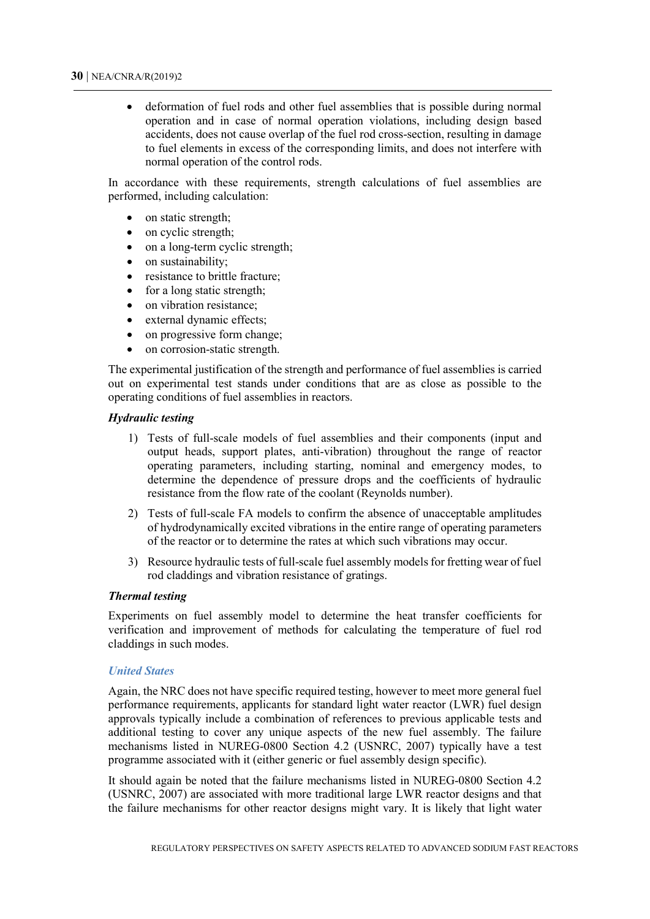- deformation of fuel rods and other fuel assemblies that is possible during normal operation and in case of normal operation violations, including design based accidents, does not cause overlap of the fuel rod cross-section, resulting in damage to fuel elements in excess of the corresponding limits, and does not interfere with normal operation of the control rods.

In accordance with these requirements, strength calculations of fuel assemblies are performed, including calculation:

- on static strength;
- on cyclic strength;
- on a long-term cyclic strength;
- on sustainability;
- resistance to brittle fracture;
- for a long static strength;
- on vibration resistance;
- external dynamic effects;
- on progressive form change;
- on corrosion-static strength.

The experimental justification of the strength and performance of fuel assemblies is carried out on experimental test stands under conditions that are as close as possible to the operating conditions of fuel assemblies in reactors.

***Hydraulic testing***

1) Tests of full-scale models of fuel assemblies and their components (input and output heads, support plates, anti-vibration) throughout the range of reactor operating parameters, including starting, nominal and emergency modes, to determine the dependence of pressure drops and the coefficients of hydraulic resistance from the flow rate of the coolant (Reynolds number).
2) Tests of full-scale FA models to confirm the absence of unacceptable amplitudes of hydrodynamically excited vibrations in the entire range of operating parameters of the reactor or to determine the rates at which such vibrations may occur.
3) Resource hydraulic tests of full-scale fuel assembly models for fretting wear of fuel rod claddings and vibration resistance of gratings.

***Thermal testing***

Experiments on fuel assembly model to determine the heat transfer coefficients for verification and improvement of methods for calculating the temperature of fuel rod claddings in such modes.

### *United States*

Again, the NRC does not have specific required testing, however to meet more general fuel performance requirements, applicants for standard light water reactor (LWR) fuel design approvals typically include a combination of references to previous applicable tests and additional testing to cover any unique aspects of the new fuel assembly. The failure mechanisms listed in NUREG-0800 Section 4.2 (USNRC, 2007) typically have a test programme associated with it (either generic or fuel assembly design specific).

It should again be noted that the failure mechanisms listed in NUREG-0800 Section 4.2 (USNRC, 2007) are associated with more traditional large LWR reactor designs and that the failure mechanisms for other reactor designs might vary. It is likely that light water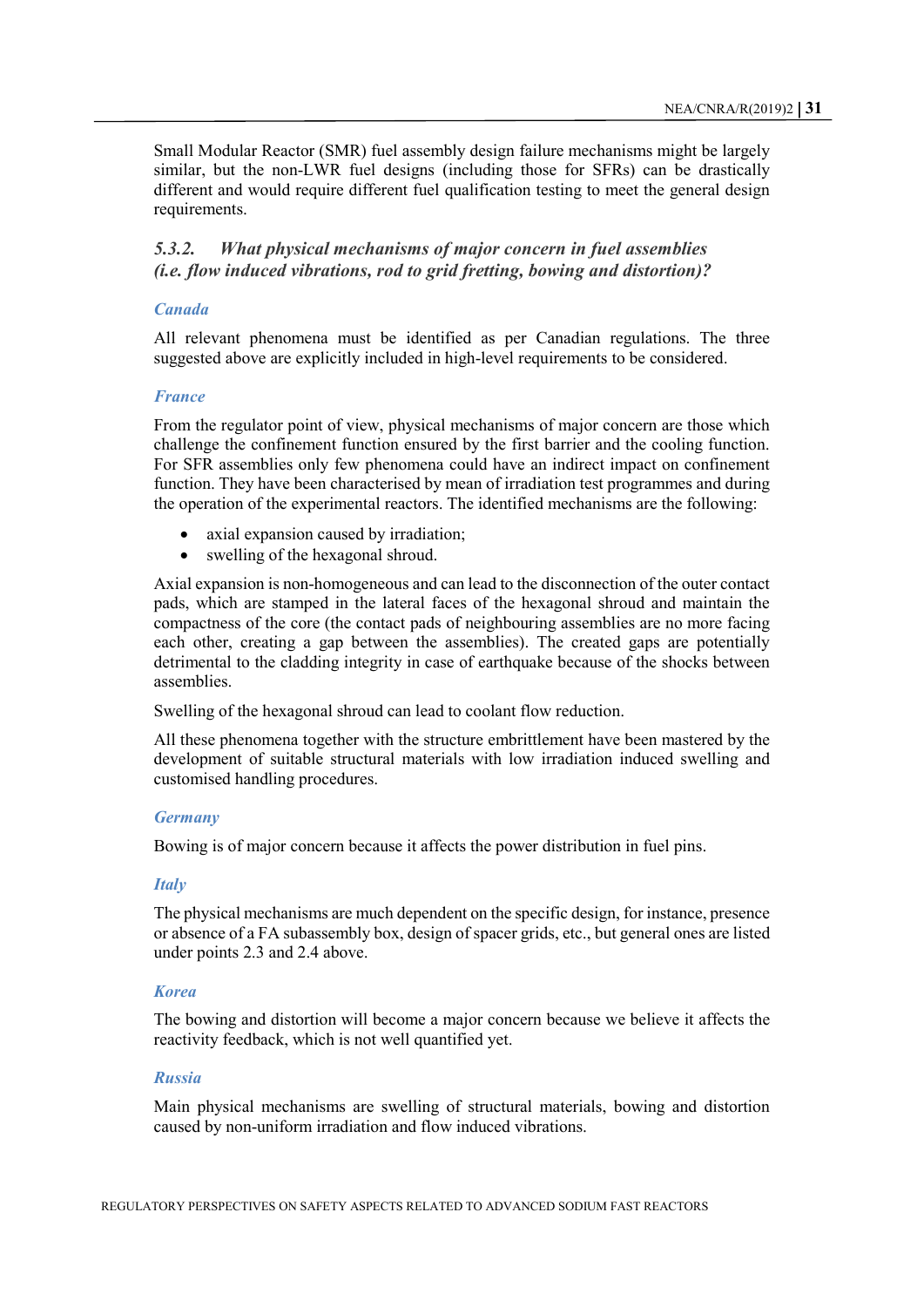Small Modular Reactor (SMR) fuel assembly design failure mechanisms might be largely similar, but the non-LWR fuel designs (including those for SFRs) can be drastically different and would require different fuel qualification testing to meet the general design requirements.

### *5.3.2. What physical mechanisms of major concern in fuel assemblies (i.e. flow induced vibrations, rod to grid fretting, bowing and distortion)?*

#### *Canada*

All relevant phenomena must be identified as per Canadian regulations. The three suggested above are explicitly included in high-level requirements to be considered.

#### *France*

From the regulator point of view, physical mechanisms of major concern are those which challenge the confinement function ensured by the first barrier and the cooling function. For SFR assemblies only few phenomena could have an indirect impact on confinement function. They have been characterised by mean of irradiation test programmes and during the operation of the experimental reactors. The identified mechanisms are the following:

- axial expansion caused by irradiation;
- swelling of the hexagonal shroud.

Axial expansion is non-homogeneous and can lead to the disconnection of the outer contact pads, which are stamped in the lateral faces of the hexagonal shroud and maintain the compactness of the core (the contact pads of neighbouring assemblies are no more facing each other, creating a gap between the assemblies). The created gaps are potentially detrimental to the cladding integrity in case of earthquake because of the shocks between assemblies.

Swelling of the hexagonal shroud can lead to coolant flow reduction.

All these phenomena together with the structure embrittlement have been mastered by the development of suitable structural materials with low irradiation induced swelling and customised handling procedures.

#### *Germany*

Bowing is of major concern because it affects the power distribution in fuel pins.

#### *Italy*

The physical mechanisms are much dependent on the specific design, for instance, presence or absence of a FA subassembly box, design of spacer grids, etc., but general ones are listed under points 2.3 and 2.4 above.

#### *Korea*

The bowing and distortion will become a major concern because we believe it affects the reactivity feedback, which is not well quantified yet.

#### *Russia*

Main physical mechanisms are swelling of structural materials, bowing and distortion caused by non-uniform irradiation and flow induced vibrations.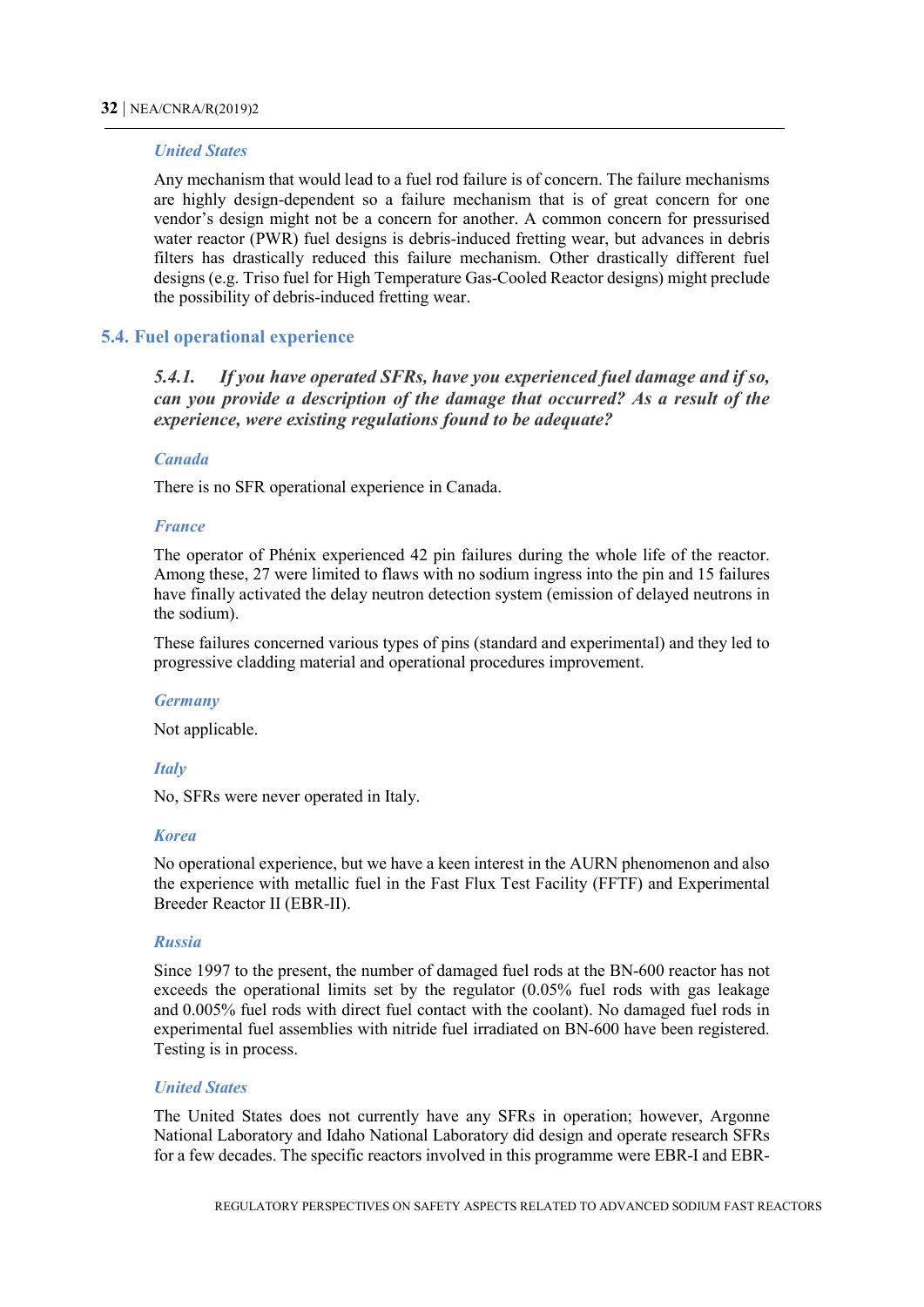*United States*

Any mechanism that would lead to a fuel rod failure is of concern. The failure mechanisms are highly design-dependent so a failure mechanism that is of great concern for one vendor's design might not be a concern for another. A common concern for pressurised water reactor (PWR) fuel designs is debris-induced fretting wear, but advances in debris filters has drastically reduced this failure mechanism. Other drastically different fuel designs (e.g. Triso fuel for High Temperature Gas-Cooled Reactor designs) might preclude the possibility of debris-induced fretting wear.

## 5.4. Fuel operational experience

### *5.4.1. If you have operated SFRs, have you experienced fuel damage and if so, can you provide a description of the damage that occurred? As a result of the experience, were existing regulations found to be adequate?*

*Canada*

There is no SFR operational experience in Canada.

*France*

The operator of Phénix experienced 42 pin failures during the whole life of the reactor. Among these, 27 were limited to flaws with no sodium ingress into the pin and 15 failures have finally activated the delay neutron detection system (emission of delayed neutrons in the sodium).

These failures concerned various types of pins (standard and experimental) and they led to progressive cladding material and operational procedures improvement.

*Germany*

Not applicable.

*Italy*

No, SFRs were never operated in Italy.

*Korea*

No operational experience, but we have a keen interest in the AURN phenomenon and also the experience with metallic fuel in the Fast Flux Test Facility (FFTF) and Experimental Breeder Reactor II (EBR-II).

*Russia*

Since 1997 to the present, the number of damaged fuel rods at the BN-600 reactor has not exceeds the operational limits set by the regulator (0.05% fuel rods with gas leakage and 0.005% fuel rods with direct fuel contact with the coolant). No damaged fuel rods in experimental fuel assemblies with nitride fuel irradiated on BN-600 have been registered. Testing is in process.

*United States*

The United States does not currently have any SFRs in operation; however, Argonne National Laboratory and Idaho National Laboratory did design and operate research SFRs for a few decades. The specific reactors involved in this programme were EBR-I and EBR-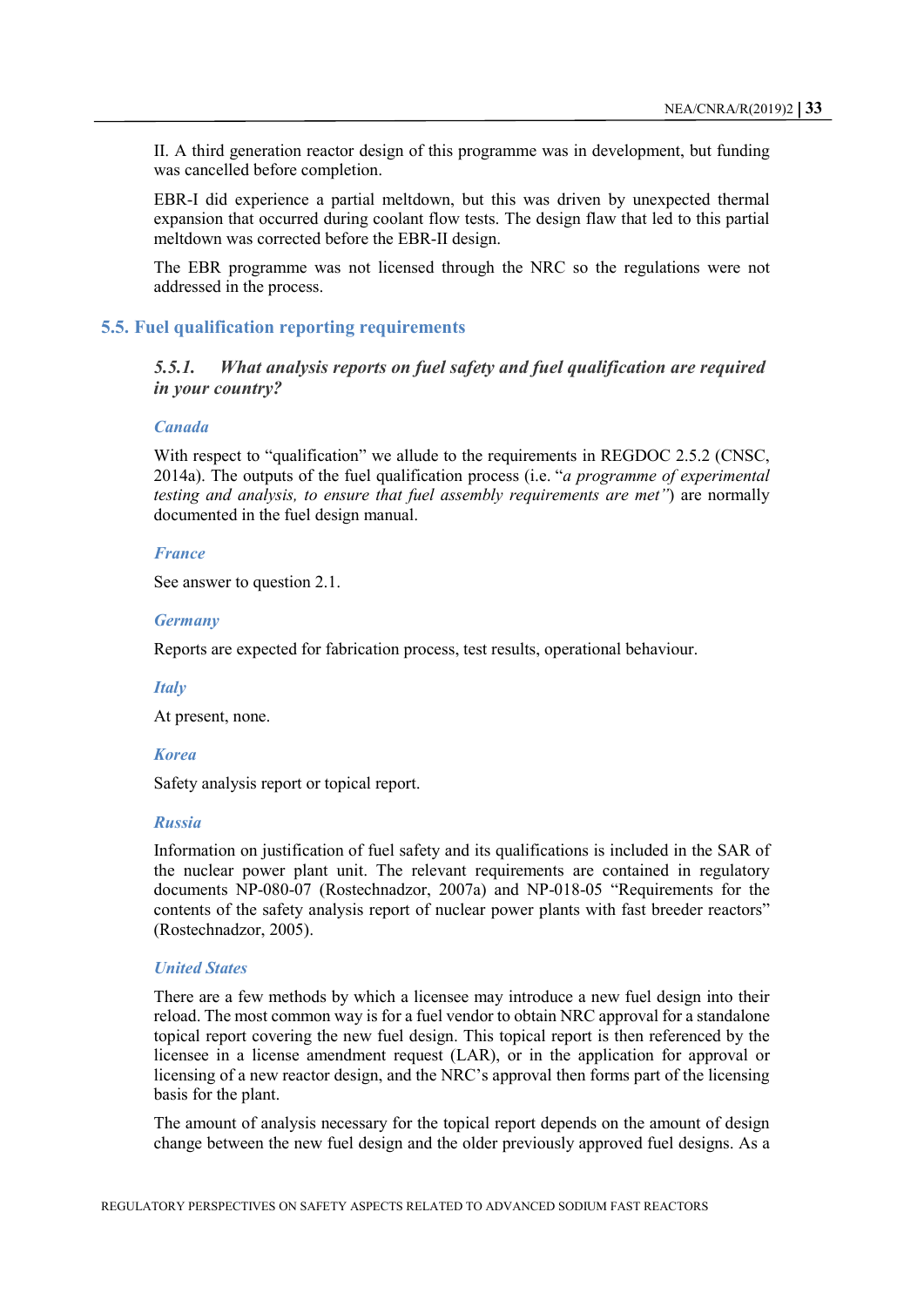II. A third generation reactor design of this programme was in development, but funding was cancelled before completion.

EBR-I did experience a partial meltdown, but this was driven by unexpected thermal expansion that occurred during coolant flow tests. The design flaw that led to this partial meltdown was corrected before the EBR-II design.

The EBR programme was not licensed through the NRC so the regulations were not addressed in the process.

## 5.5. Fuel qualification reporting requirements

### *5.5.1. What analysis reports on fuel safety and fuel qualification are required in your country?*

#### *Canada*

With respect to "qualification" we allude to the requirements in REGDOC 2.5.2 (CNSC, 2014a). The outputs of the fuel qualification process (i.e. "*a programme of experimental testing and analysis, to ensure that fuel assembly requirements are met"*) are normally documented in the fuel design manual.

#### *France*

See answer to question 2.1.

#### *Germany*

Reports are expected for fabrication process, test results, operational behaviour.

#### *Italy*

At present, none.

#### *Korea*

Safety analysis report or topical report.

#### *Russia*

Information on justification of fuel safety and its qualifications is included in the SAR of the nuclear power plant unit. The relevant requirements are contained in regulatory documents NP-080-07 (Rostechnadzor, 2007a) and NP-018-05 "Requirements for the contents of the safety analysis report of nuclear power plants with fast breeder reactors" (Rostechnadzor, 2005).

#### *United States*

There are a few methods by which a licensee may introduce a new fuel design into their reload. The most common way is for a fuel vendor to obtain NRC approval for a standalone topical report covering the new fuel design. This topical report is then referenced by the licensee in a license amendment request (LAR), or in the application for approval or licensing of a new reactor design, and the NRC's approval then forms part of the licensing basis for the plant.

The amount of analysis necessary for the topical report depends on the amount of design change between the new fuel design and the older previously approved fuel designs. As a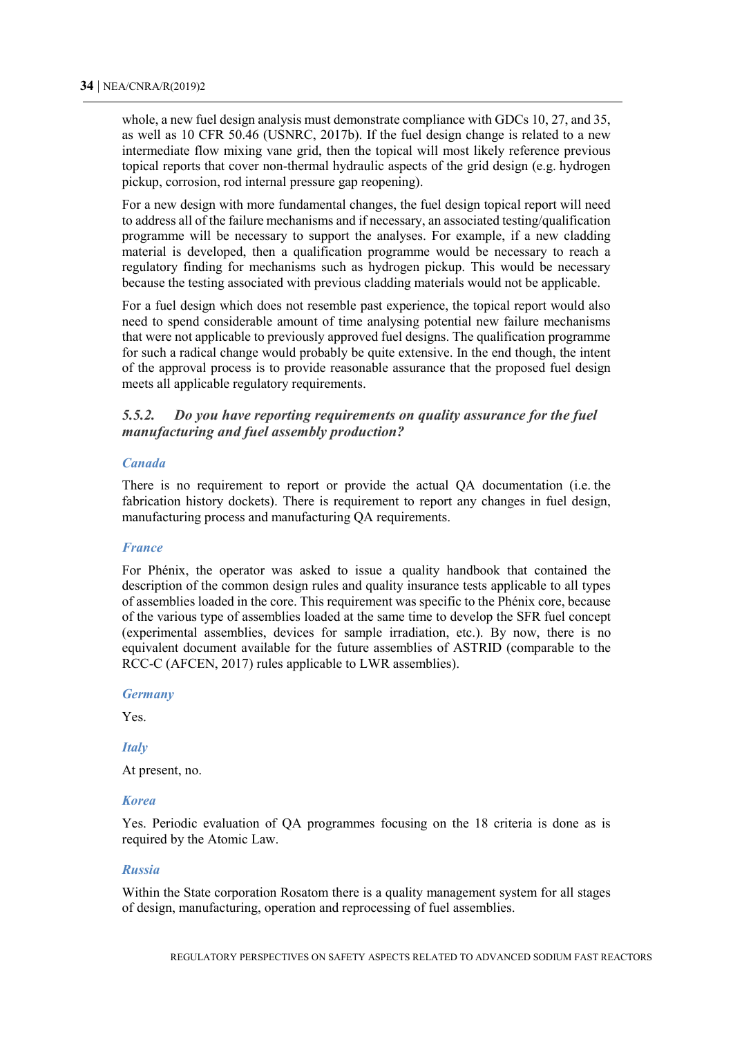whole, a new fuel design analysis must demonstrate compliance with GDCs 10, 27, and 35, as well as 10 CFR 50.46 (USNRC, 2017b). If the fuel design change is related to a new intermediate flow mixing vane grid, then the topical will most likely reference previous topical reports that cover non-thermal hydraulic aspects of the grid design (e.g. hydrogen pickup, corrosion, rod internal pressure gap reopening).

For a new design with more fundamental changes, the fuel design topical report will need to address all of the failure mechanisms and if necessary, an associated testing/qualification programme will be necessary to support the analyses. For example, if a new cladding material is developed, then a qualification programme would be necessary to reach a regulatory finding for mechanisms such as hydrogen pickup. This would be necessary because the testing associated with previous cladding materials would not be applicable.

For a fuel design which does not resemble past experience, the topical report would also need to spend considerable amount of time analysing potential new failure mechanisms that were not applicable to previously approved fuel designs. The qualification programme for such a radical change would probably be quite extensive. In the end though, the intent of the approval process is to provide reasonable assurance that the proposed fuel design meets all applicable regulatory requirements.

### *5.5.2. Do you have reporting requirements on quality assurance for the fuel manufacturing and fuel assembly production?*

#### *Canada*

There is no requirement to report or provide the actual QA documentation (i.e. the fabrication history dockets). There is requirement to report any changes in fuel design, manufacturing process and manufacturing QA requirements.

#### *France*

For Phénix, the operator was asked to issue a quality handbook that contained the description of the common design rules and quality insurance tests applicable to all types of assemblies loaded in the core. This requirement was specific to the Phénix core, because of the various type of assemblies loaded at the same time to develop the SFR fuel concept (experimental assemblies, devices for sample irradiation, etc.). By now, there is no equivalent document available for the future assemblies of ASTRID (comparable to the RCC-C (AFCEN, 2017) rules applicable to LWR assemblies).

#### *Germany*

Yes.

#### *Italy*

At present, no.

#### *Korea*

Yes. Periodic evaluation of QA programmes focusing on the 18 criteria is done as is required by the Atomic Law.

#### *Russia*

Within the State corporation Rosatom there is a quality management system for all stages of design, manufacturing, operation and reprocessing of fuel assemblies.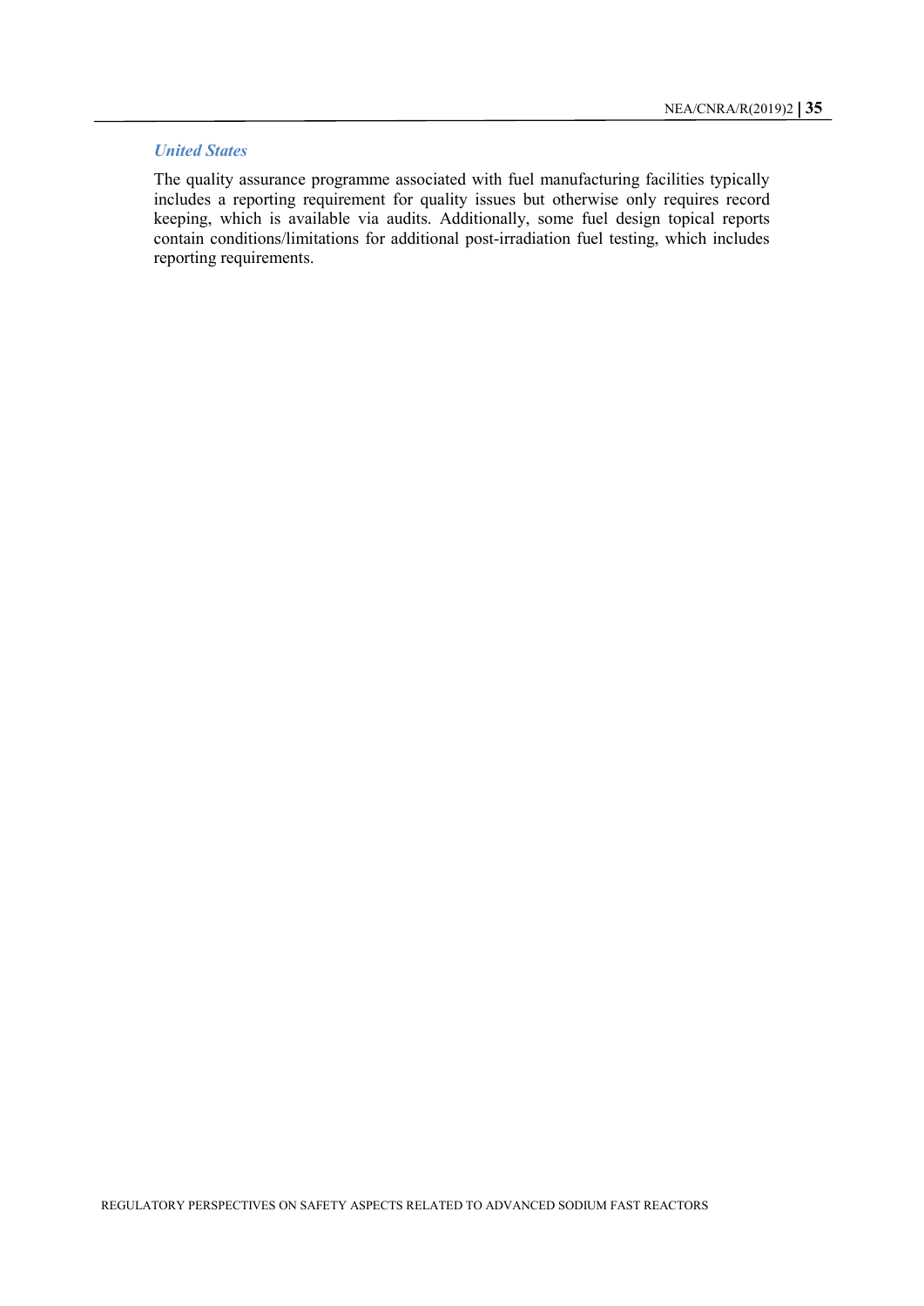### *United States*

The quality assurance programme associated with fuel manufacturing facilities typically includes a reporting requirement for quality issues but otherwise only requires record keeping, which is available via audits. Additionally, some fuel design topical reports contain conditions/limitations for additional post-irradiation fuel testing, which includes reporting requirements.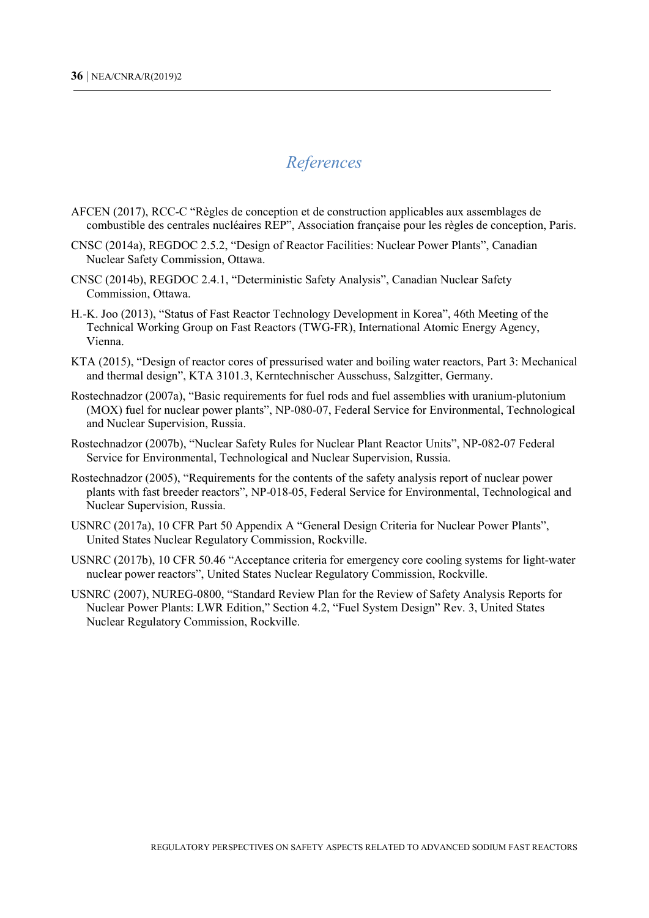## *References*

AFCEN (2017), RCC-C "Règles de conception et de construction applicables aux assemblages de combustible des centrales nucléaires REP", Association française pour les règles de conception, Paris.

CNSC (2014a), REGDOC 2.5.2, "Design of Reactor Facilities: Nuclear Power Plants", Canadian Nuclear Safety Commission, Ottawa.

CNSC (2014b), REGDOC 2.4.1, "Deterministic Safety Analysis", Canadian Nuclear Safety Commission, Ottawa.

H.-K. Joo (2013), "Status of Fast Reactor Technology Development in Korea", 46th Meeting of the Technical Working Group on Fast Reactors (TWG-FR), International Atomic Energy Agency, Vienna.

KTA (2015), "Design of reactor cores of pressurised water and boiling water reactors, Part 3: Mechanical and thermal design", KTA 3101.3, Kerntechnischer Ausschuss, Salzgitter, Germany.

Rostechnadzor (2007a), "Basic requirements for fuel rods and fuel assemblies with uranium-plutonium (MOX) fuel for nuclear power plants", NP-080-07, Federal Service for Environmental, Technological and Nuclear Supervision, Russia.

Rostechnadzor (2007b), "Nuclear Safety Rules for Nuclear Plant Reactor Units", NP-082-07 Federal Service for Environmental, Technological and Nuclear Supervision, Russia.

Rostechnadzor (2005), "Requirements for the contents of the safety analysis report of nuclear power plants with fast breeder reactors", NP-018-05, Federal Service for Environmental, Technological and Nuclear Supervision, Russia.

USNRC (2017a), 10 CFR Part 50 Appendix A "General Design Criteria for Nuclear Power Plants", United States Nuclear Regulatory Commission, Rockville.

USNRC (2017b), 10 CFR 50.46 "Acceptance criteria for emergency core cooling systems for light-water nuclear power reactors", United States Nuclear Regulatory Commission, Rockville.

USNRC (2007), NUREG-0800, "Standard Review Plan for the Review of Safety Analysis Reports for Nuclear Power Plants: LWR Edition," Section 4.2, "Fuel System Design" Rev. 3, United States Nuclear Regulatory Commission, Rockville.